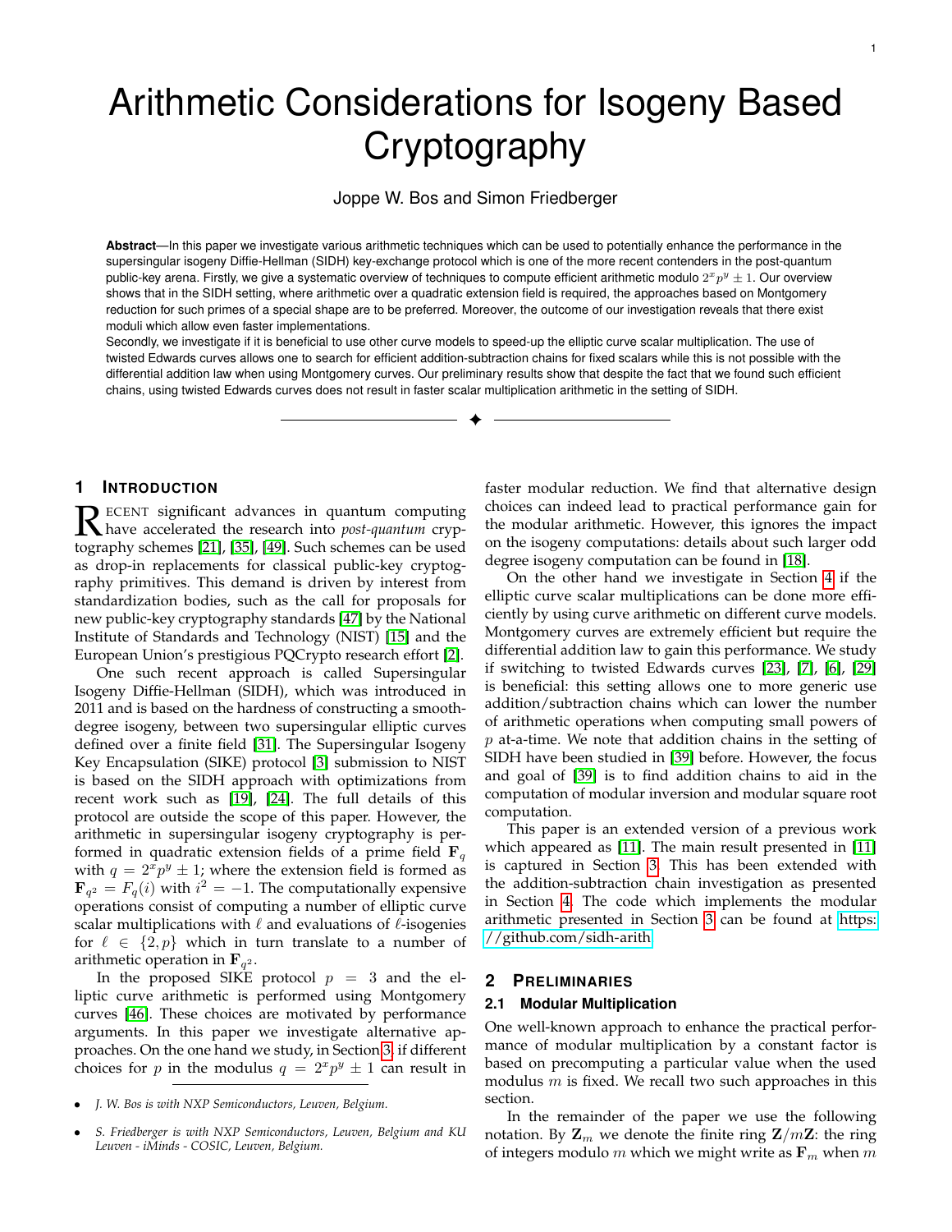# Arithmetic Considerations for Isogeny Based Cryptography

Joppe W. Bos and Simon Friedberger

**Abstract**—In this paper we investigate various arithmetic techniques which can be used to potentially enhance the performance in the supersingular isogeny Diffie-Hellman (SIDH) key-exchange protocol which is one of the more recent contenders in the post-quantum public-key arena. Firstly, we give a systematic overview of techniques to compute efficient arithmetic modulo $2^x p^y \pm 1$. Our overview shows that in the SIDH setting, where arithmetic over a quadratic extension field is required, the approaches based on Montgomery reduction for such primes of a special shape are to be preferred. Moreover, the outcome of our investigation reveals that there exist moduli which allow even faster implementations.
Secondly, we investigate if it is beneficial to use other curve models to speed-up the elliptic curve scalar multiplication. The use of twisted Edwards curves allows one to search for efficient addition-subtraction chains for fixed scalars while this is not possible with the differential addition law when using Montgomery curves. Our preliminary results show that despite the fact that we found such efficient chains, using twisted Edwards curves does not result in faster scalar multiplication arithmetic in the setting of SIDH.

## 1 Introduction

Recent significant advances in quantum computing have accelerated the research into *post-quantum* cryptography schemes [21], [35], [49]. Such schemes can be used as drop-in replacements for classical public-key cryptography primitives. This demand is driven by interest from standardization bodies, such as the call for proposals for new public-key cryptography standards [47] by the National Institute of Standards and Technology (NIST) [15] and the European Union's prestigious PQCrypto research effort [2].

One such recent approach is called Supersingular Isogeny Diffie-Hellman (SIDH), which was introduced in 2011 and is based on the hardness of constructing a smooth-degree isogeny, between two supersingular elliptic curves defined over a finite field [31]. The Supersingular Isogeny Key Encapsulation (SIKE) protocol [3] submission to NIST is based on the SIDH approach with optimizations from recent work such as [19], [24]. The full details of this protocol are outside the scope of this paper. However, the arithmetic in supersingular isogeny cryptography is performed in quadratic extension fields of a prime field $\mathbf{F}_q$ with $q = 2^x p^y \pm 1$; where the extension field is formed as $\mathbf{F}_{q^2} = F_q(i)$ with $i^2 = -1$. The computationally expensive operations consist of computing a number of elliptic curve scalar multiplications with $\ell$ and evaluations of $\ell$-isogenies for $\ell \in \{2, p\}$ which in turn translate to a number of arithmetic operation in $\mathbf{F}_{q^2}$.

In the proposed SIKE protocol $p = 3$ and the elliptic curve arithmetic is performed using Montgomery curves [46]. These choices are motivated by performance arguments. In this paper we investigate alternative approaches. On the one hand we study, in Section 3, if different choices for $p$ in the modulus $q = 2^x p^y \pm 1$ can result in faster modular reduction. We find that alternative design choices can indeed lead to practical performance gain for the modular arithmetic. However, this ignores the impact on the isogeny computations: details about such larger odd degree isogeny computation can be found in [18].

On the other hand we investigate in Section 4 if the elliptic curve scalar multiplications can be done more efficiently by using curve arithmetic on different curve models. Montgomery curves are extremely efficient but require the differential addition law to gain this performance. We study if switching to twisted Edwards curves [23], [7], [6], [29] is beneficial: this setting allows one to more generic use addition/subtraction chains which can lower the number of arithmetic operations when computing small powers of $p$ at-a-time. We note that addition chains in the setting of SIDH have been studied in [39] before. However, the focus and goal of [39] is to find addition chains to aid in the computation of modular inversion and modular square root computation.

This paper is an extended version of a previous work which appeared as [11]. The main result presented in [11] is captured in Section 3. This has been extended with the addition-subtraction chain investigation as presented in Section 4. The code which implements the modular arithmetic presented in Section 3 can be found at https://github.com/sidh-arith.

## 2 Preliminaries

### 2.1 Modular Multiplication

One well-known approach to enhance the practical performance of modular multiplication by a constant factor is based on precomputing a particular value when the used modulus $m$ is fixed. We recall two such approaches in this section.

In the remainder of the paper we use the following notation. By $\mathbf{Z}_m$ we denote the finite ring $\mathbf{Z}/m\mathbf{Z}$: the ring of integers modulo $m$ which we might write as $\mathbf{F}_m$ when $m$

- *J. W. Bos is with NXP Semiconductors, Leuven, Belgium.*
- *S. Friedberger is with NXP Semiconductors, Leuven, Belgium and KU Leuven - iMinds - COSIC, Leuven, Belgium.*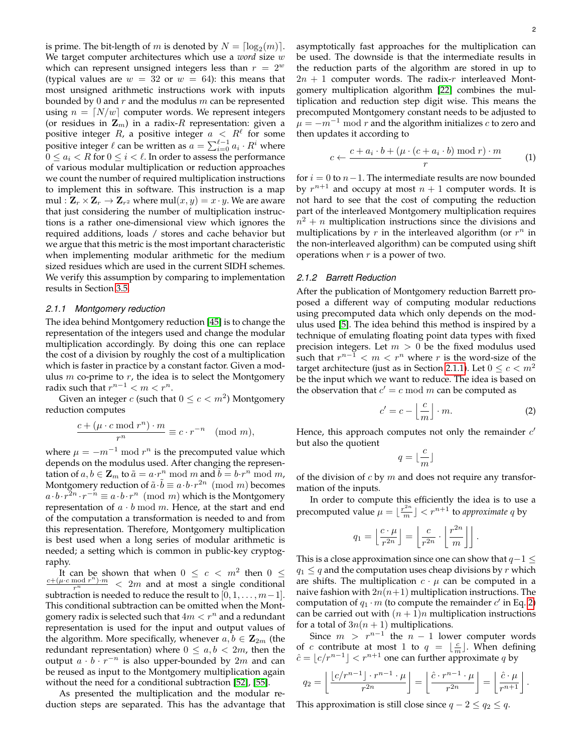is prime. The bit-length of $m$ is denoted by $N = \lceil \log_2(m) \rceil$. We target computer architectures which use a *word* size $w$ which can represent unsigned integers less than $r = 2^w$ (typical values are $w = 32$ or $w = 64$): this means that most unsigned arithmetic instructions work with inputs bounded by 0 and $r$ and the modulus $m$ can be represented using $n = \lceil N/w \rceil$ computer words. We represent integers (or residues in $\mathbf{Z}_m$) in a radix-$R$ representation: given a positive integer $R$, a positive integer $a < R^\ell$ for some positive integer $\ell$ can be written as $a = \sum_{i=0}^{\ell-1} a_i \cdot R^i$ where $0 \leq a_i < R$ for $0 \leq i < \ell$. In order to assess the performance of various modular multiplication or reduction approaches we count the number of required multiplication instructions to implement this in software. This instruction is a map $\text{mul} : \mathbf{Z}_r \times \mathbf{Z}_r \rightarrow \mathbf{Z}_{r^2}$ where $\text{mul}(x, y) = x \cdot y$. We are aware that just considering the number of multiplication instructions is a rather one-dimensional view which ignores the required additions, loads / stores and cache behavior but we argue that this metric is the most important characteristic when implementing modular arithmetic for the medium sized residues which are used in the current SIDH schemes. We verify this assumption by comparing to implementation results in Section 3.5.

#### 2.1.1 Montgomery reduction

The idea behind Montgomery reduction [45] is to change the representation of the integers used and change the modular multiplication accordingly. By doing this one can replace the cost of a division by roughly the cost of a multiplication which is faster in practice by a constant factor. Given a modulus $m$ co-prime to $r$, the idea is to select the Montgomery radix such that $r^{n-1} < m < r^n$.

Given an integer $c$ (such that $0 \leq c < m^2$) Montgomery reduction computes

$$\frac{c + (\mu \cdot c \bmod r^n) \cdot m}{r^n} \equiv c \cdot r^{-n} \pmod{m},$$

where $\mu = -m^{-1} \bmod r^n$ is the precomputed value which depends on the modulus used. After changing the representation of $a, b \in \mathbf{Z}_m$ to $\tilde{a} = a \cdot r^n \bmod m$ and $\tilde{b} = b \cdot r^n \bmod m$, Montgomery reduction of $\tilde{a} \cdot \tilde{b} \equiv a \cdot b \cdot r^{2n} \pmod{m}$ becomes $a \cdot b \cdot r^{2n} \cdot r^{-n} \equiv a \cdot b \cdot r^n \pmod{m}$ which is the Montgomery representation of $a \cdot b \bmod m$. Hence, at the start and end of the computation a transformation is needed to and from this representation. Therefore, Montgomery multiplication is best used when a long series of modular arithmetic is needed; a setting which is common in public-key cryptography.

It can be shown that when $0 \leq c < m^2$ then $0 \leq \frac{c + (\mu \cdot c \bmod r^n) \cdot m}{r^n} < 2m$ and at most a single conditional subtraction is needed to reduce the result to $[0, 1, \ldots, m-1]$. This conditional subtraction can be omitted when the Montgomery radix is selected such that $4m < r^n$ and a redundant representation is used for the input and output values of the algorithm. More specifically, whenever $a, b \in \mathbf{Z}_{2m}$ (the redundant representation) where $0 \leq a, b < 2m$, then the output $a \cdot b \cdot r^{-n}$ is also upper-bounded by $2m$ and can be reused as input to the Montgomery multiplication again without the need for a conditional subtraction [52], [55].

As presented the multiplication and the modular reduction steps are separated. This has the advantage that asymptotically fast approaches for the multiplication can be used. The downside is that the intermediate results in the reduction parts of the algorithm are stored in up to $2n + 1$ computer words. The radix-$r$ interleaved Montgomery multiplication algorithm [22] combines the multiplication and reduction step digit wise. This means the precomputed Montgomery constant needs to be adjusted to $\mu = -m^{-1} \bmod r$ and the algorithm initializes $c$ to zero and then updates it according to

$$c \leftarrow \frac{c + a_i \cdot b + (\mu \cdot (c + a_i \cdot b) \bmod r) \cdot m}{r} \qquad (1)$$

for $i = 0$ to $n-1$. The intermediate results are now bounded by $r^{n+1}$ and occupy at most $n + 1$ computer words. It is not hard to see that the cost of computing the reduction part of the interleaved Montgomery multiplication requires $n^2 + n$ multiplication instructions since the divisions and multiplications by $r$ in the interleaved algorithm (or $r^n$ in the non-interleaved algorithm) can be computed using shift operations when $r$ is a power of two.

#### 2.1.2 Barrett Reduction

After the publication of Montgomery reduction Barrett proposed a different way of computing modular reductions using precomputed data which only depends on the modulus used [5]. The idea behind this method is inspired by a technique of emulating floating point data types with fixed precision integers. Let $m > 0$ be the fixed modulus used such that $r^{n-1} < m < r^n$ where $r$ is the word-size of the target architecture (just as in Section 2.1.1). Let $0 \leq c < m^2$ be the input which we want to reduce. The idea is based on the observation that $c' = c \bmod m$ can be computed as

$$c' = c - \left\lfloor \frac{c}{m} \right\rfloor \cdot m. \qquad (2)$$

Hence, this approach computes not only the remainder $c'$ but also the quotient

$$q = \lfloor \frac{c}{m} \rfloor$$

of the division of $c$ by $m$ and does not require any transformation of the inputs.

In order to compute this efficiently the idea is to use a precomputed value $\mu = \lfloor \frac{r^{2n}}{m} \rfloor < r^{n+1}$ to *approximate* $q$ by

$$q_1 = \left\lfloor \frac{c \cdot \mu}{r^{2n}} \right\rfloor = \left\lfloor \frac{c}{r^{2n}} \cdot \left\lfloor \frac{r^{2n}}{m} \right\rfloor \right\rfloor.$$

This is a close approximation since one can show that $q - 1 \leq q_1 \leq q$ and the computation uses cheap divisions by $r$ which are shifts. The multiplication $c \cdot \mu$ can be computed in a naive fashion with $2n(n+1)$ multiplication instructions. The computation of $q_1 \cdot m$ (to compute the remainder $c'$ in Eq. 2) can be carried out with $(n + 1)n$ multiplication instructions for a total of $3n(n + 1)$ multiplications.

Since $m > r^{n-1}$ the $n - 1$ lower computer words of $c$ contribute at most 1 to $q = \lfloor \frac{c}{m} \rfloor$. When defining $\hat{c} = \lfloor c/r^{n-1} \rfloor < r^{n+1}$ one can further approximate $q$ by

$$q_2 = \left\lfloor \frac{\lfloor c/r^{n-1} \rfloor \cdot r^{n-1} \cdot \mu}{r^{2n}} \right\rfloor = \left\lfloor \frac{\hat{c} \cdot r^{n-1} \cdot \mu}{r^{2n}} \right\rfloor = \left\lfloor \frac{\hat{c} \cdot \mu}{r^{n+1}} \right\rfloor.$$

This approximation is still close since $q - 2 \leq q_2 \leq q$.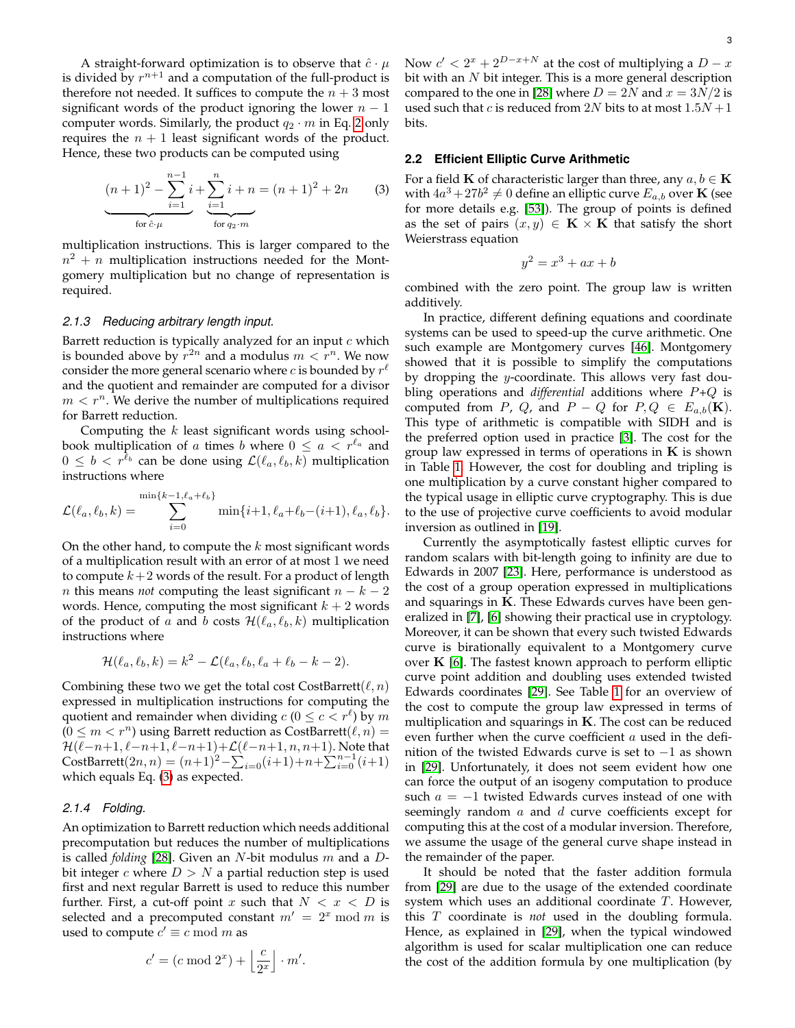A straight-forward optimization is to observe that $\hat{c} \cdot \mu$ is divided by $r^{n+1}$ and a computation of the full-product is therefore not needed. It suffices to compute the $n+3$ most significant words of the product ignoring the lower $n-1$ computer words. Similarly, the product $q_2 \cdot m$ in Eq. 2 only requires the $n+1$ least significant words of the product. Hence, these two products can be computed using

$$\underbrace{(n+1)^2 - \sum_{i=1}^{n-1} i}_{\text{for } \hat{c}\cdot\mu} + \underbrace{\sum_{i=1}^{n} i + n}_{\text{for } q_2 \cdot m} = (n+1)^2 + 2n \tag{3}$$

multiplication instructions. This is larger compared to the $n^2 + n$ multiplication instructions needed for the Montgomery multiplication but no change of representation is required.

#### 2.1.3 Reducing arbitrary length input.

Barrett reduction is typically analyzed for an input $c$ which is bounded above by $r^{2n}$ and a modulus $m < r^n$. We now consider the more general scenario where $c$ is bounded by $r^\ell$ and the quotient and remainder are computed for a divisor $m < r^n$. We derive the number of multiplications required for Barrett reduction.

Computing the $k$ least significant words using schoolbook multiplication of $a$ times $b$ where $0 \leq a < r^{\ell_a}$ and $0 \leq b < r^{\ell_b}$ can be done using $\mathcal{L}(\ell_a, \ell_b, k)$ multiplication instructions where

$$\mathcal{L}(\ell_a, \ell_b, k) = \sum_{i=0}^{\min\{k-1, \ell_a+\ell_b\}} \min\{i+1, \ell_a+\ell_b-(i+1), \ell_a, \ell_b\}.$$

On the other hand, to compute the $k$ most significant words of a multiplication result with an error of at most 1 we need to compute $k+2$ words of the result. For a product of length $n$ this means *not* computing the least significant $n-k-2$ words. Hence, computing the most significant $k+2$ words of the product of $a$ and $b$ costs $\mathcal{H}(\ell_a, \ell_b, k)$ multiplication instructions where

$$\mathcal{H}(\ell_a, \ell_b, k) = k^2 - \mathcal{L}(\ell_a, \ell_b, \ell_a + \ell_b - k - 2).$$

Combining these two we get the total cost $\text{CostBarrett}(\ell, n)$ expressed in multiplication instructions for computing the quotient and remainder when dividing $c$ ($0 \leq c < r^\ell$) by $m$ ($0 \leq m < r^n$) using Barrett reduction as $\text{CostBarrett}(\ell, n) = \mathcal{H}(\ell-n+1, \ell-n+1, \ell-n+1) + \mathcal{L}(\ell-n+1, n, n+1)$. Note that $\text{CostBarrett}(2n, n) = (n+1)^2 - \sum_{i=0}^{n}(i+1) + n + \sum_{i=0}^{n-1}(i+1)$ which equals Eq. (3) as expected.

#### 2.1.4 Folding.

An optimization to Barrett reduction which needs additional precomputation but reduces the number of multiplications is called *folding* [28]. Given an $N$-bit modulus $m$ and a $D$-bit integer $c$ where $D > N$ a partial reduction step is used first and next regular Barrett is used to reduce this number further. First, a cut-off point $x$ such that $N < x < D$ is selected and a precomputed constant $m' = 2^x \bmod m$ is used to compute $c' \equiv c \bmod m$ as

$$c' = (c \bmod 2^x) + \left\lfloor \frac{c}{2^x} \right\rfloor \cdot m'.$$

Now $c' < 2^x + 2^{D-x+N}$ at the cost of multiplying a $D-x$ bit with an $N$ bit integer. This is a more general description compared to the one in [28] where $D = 2N$ and $x = 3N/2$ is used such that $c$ is reduced from $2N$ bits to at most $1.5N+1$ bits.

### 2.2 Efficient Elliptic Curve Arithmetic

For a field $\mathbf{K}$ of characteristic larger than three, any $a, b \in \mathbf{K}$ with $4a^3 + 27b^2 \neq 0$ define an elliptic curve $E_{a,b}$ over $\mathbf{K}$ (see for more details e.g. [53]). The group of points is defined as the set of pairs $(x, y) \in \mathbf{K} \times \mathbf{K}$ that satisfy the short Weierstrass equation

$$y^2 = x^3 + ax + b$$

combined with the zero point. The group law is written additively.

In practice, different defining equations and coordinate systems can be used to speed-up the curve arithmetic. One such example are Montgomery curves [46]. Montgomery showed that it is possible to simplify the computations by dropping the $y$-coordinate. This allows very fast doubling operations and *differential* additions where $P+Q$ is computed from $P$, $Q$, and $P-Q$ for $P, Q \in E_{a,b}(\mathbf{K})$. This type of arithmetic is compatible with SIDH and is the preferred option used in practice [3]. The cost for the group law expressed in terms of operations in $\mathbf{K}$ is shown in Table 1. However, the cost for doubling and tripling is one multiplication by a curve constant higher compared to the typical usage in elliptic curve cryptography. This is due to the use of projective curve coefficients to avoid modular inversion as outlined in [19].

Currently the asymptotically fastest elliptic curves for random scalars with bit-length going to infinity are due to Edwards in 2007 [23]. Here, performance is understood as the cost of a group operation expressed in multiplications and squarings in $\mathbf{K}$. These Edwards curves have been generalized in [7], [6] showing their practical use in cryptology. Moreover, it can be shown that every such twisted Edwards curve is birationally equivalent to a Montgomery curve over $\mathbf{K}$ [6]. The fastest known approach to perform elliptic curve point addition and doubling uses extended twisted Edwards coordinates [29]. See Table 1 for an overview of the cost to compute the group law expressed in terms of multiplication and squarings in $\mathbf{K}$. The cost can be reduced even further when the curve coefficient $a$ used in the definition of the twisted Edwards curve is set to $-1$ as shown in [29]. Unfortunately, it does not seem evident how one can force the output of an isogeny computation to produce such $a = -1$ twisted Edwards curves instead of one with seemingly random $a$ and $d$ curve coefficients except for computing this at the cost of a modular inversion. Therefore, we assume the usage of the general curve shape instead in the remainder of the paper.

It should be noted that the faster addition formula from [29] are due to the usage of the extended coordinate system which uses an additional coordinate $T$. However, this $T$ coordinate is *not* used in the doubling formula. Hence, as explained in [29], when the typical windowed algorithm is used for scalar multiplication one can reduce the cost of the addition formula by one multiplication (by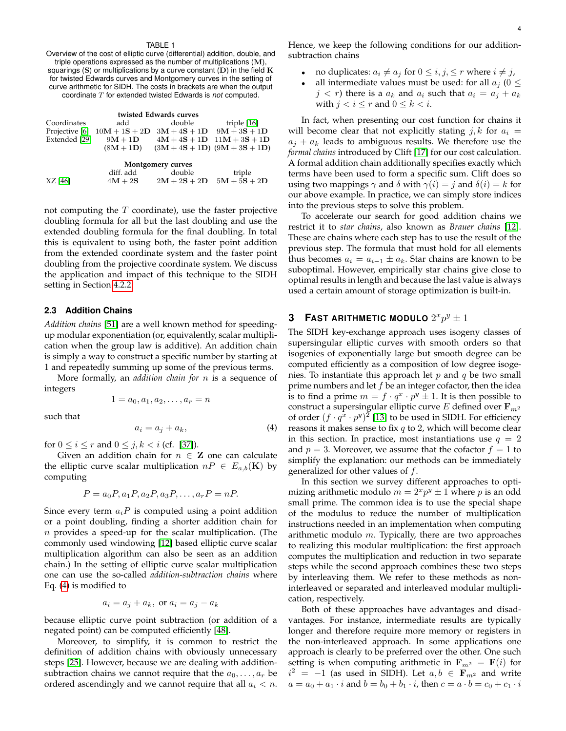TABLE 1
Overview of the cost of elliptic curve (differential) addition, double, and triple operations expressed as the number of multiplications (**M**), squarings (**S**) or multiplications by a curve constant (**D**) in the field **K** for twisted Edwards curves and Montgomery curves in the setting of curve arithmetic for SIDH. The costs in brackets are when the output coordinate $T$ for extended twisted Edwards is *not* computed.

| **twisted Edwards curves** | | | |
|---|---|---|---|
| Coordinates | add | double | triple [16] |
| Projective [6] | $10\mathbf{M}+1\mathbf{S}+2\mathbf{D}$ | $3\mathbf{M}+4\mathbf{S}+1\mathbf{D}$ | $9\mathbf{M}+3\mathbf{S}+1\mathbf{D}$ |
| Extended [29] | $9\mathbf{M}+1\mathbf{D}$ | $4\mathbf{M}+4\mathbf{S}+1\mathbf{D}$ | $11\mathbf{M}+3\mathbf{S}+1\mathbf{D}$ |
| | $(8\mathbf{M}+1\mathbf{D})$ | $(3\mathbf{M}+4\mathbf{S}+1\mathbf{D})$ | $(9\mathbf{M}+3\mathbf{S}+1\mathbf{D})$ |
| **Montgomery curves** | | | |
| | diff. add | double | triple |
| XZ [46] | $4\mathbf{M}+2\mathbf{S}$ | $2\mathbf{M}+2\mathbf{S}+2\mathbf{D}$ | $5\mathbf{M}+5\mathbf{S}+2\mathbf{D}$ |

not computing the $T$ coordinate), use the faster projective doubling formula for all but the last doubling and use the extended doubling formula for the final doubling. In total this is equivalent to using both, the faster point addition from the extended coordinate system and the faster point doubling from the projective coordinate system. We discuss the application and impact of this technique to the SIDH setting in Section 4.2.2.

### 2.3 Addition Chains

*Addition chains* [51] are a well known method for speeding-up modular exponentiation (or, equivalently, scalar multiplication when the group law is additive). An addition chain is simply a way to construct a specific number by starting at 1 and repeatedly summing up some of the previous terms.

More formally, an *addition chain for* $n$ is a sequence of integers

$$1 = a_0, a_1, a_2, \ldots, a_r = n$$

such that

$$a_i = a_j + a_k, \tag{4}$$

for $0 \le i \le r$ and $0 \le j, k < i$ (cf. [37]).

Given an addition chain for $n \in \mathbf{Z}$ one can calculate the elliptic curve scalar multiplication $nP \in E_{a,b}(\mathbf{K})$ by computing

$$P = a_0P, a_1P, a_2P, a_3P, \ldots, a_rP = nP.$$

Since every term $a_iP$ is computed using a point addition or a point doubling, finding a shorter addition chain for $n$ provides a speed-up for the scalar multiplication. (The commonly used windowing [12] based elliptic curve scalar multiplication algorithm can also be seen as an addition chain.) In the setting of elliptic curve scalar multiplication one can use the so-called *addition-subtraction chains* where Eq. (4) is modified to

$$a_i = a_j + a_k, \text{ or } a_i = a_j - a_k$$

because elliptic curve point subtraction (or addition of a negated point) can be computed efficiently [48].

Moreover, to simplify, it is common to restrict the definition of addition chains with obviously unnecessary steps [25]. However, because we are dealing with addition-subtraction chains we cannot require that the $a_0, \ldots, a_r$ be ordered ascendingly and we cannot require that all $a_i < n$. Hence, we keep the following conditions for our addition-subtraction chains

- no duplicates: $a_i \ne a_j$ for $0 \le i, j, \le r$ where $i \ne j$,
- all intermediate values must be used: for all $a_j$ ($0 \le j < r$) there is a $a_k$ and $a_i$ such that $a_i = a_j + a_k$ with $j < i \le r$ and $0 \le k < i$.

In fact, when presenting our cost function for chains it will become clear that not explicitly stating $j, k$ for $a_i = a_j + a_k$ leads to ambiguous results. We therefore use the *formal chains* introduced by Clift [17] for our cost calculation. A formal addition chain additionally specifies exactly which terms have been used to form a specific sum. Clift does so using two mappings $\gamma$ and $\delta$ with $\gamma(i) = j$ and $\delta(i) = k$ for our above example. In practice, we can simply store indices into the previous steps to solve this problem.

To accelerate our search for good addition chains we restrict it to *star chains*, also known as *Brauer chains* [12]. These are chains where each step has to use the result of the previous step. The formula that must hold for all elements thus becomes $a_i = a_{i-1} \pm a_k$. Star chains are known to be suboptimal. However, empirically star chains give close to optimal results in length and because the last value is always used a certain amount of storage optimization is built-in.

## 3 Fast Arithmetic Modulo $2^xp^y \pm 1$

The SIDH key-exchange approach uses isogeny classes of supersingular elliptic curves with smooth orders so that isogenies of exponentially large but smooth degree can be computed efficiently as a composition of low degree isogenies. To instantiate this approach let $p$ and $q$ be two small prime numbers and let $f$ be an integer cofactor, then the idea is to find a prime $m = f \cdot q^x \cdot p^y \pm 1$. It is then possible to construct a supersingular elliptic curve $E$ defined over $\mathbf{F}_{m^2}$ of order $(f \cdot q^x \cdot p^y)^2$ [13] to be used in SIDH. For efficiency reasons it makes sense to fix $q$ to 2, which will become clear in this section. In practice, most instantiations use $q = 2$ and $p = 3$. Moreover, we assume that the cofactor $f = 1$ to simplify the explanation: our methods can be immediately generalized for other values of $f$.

In this section we survey different approaches to optimizing arithmetic modulo $m = 2^xp^y \pm 1$ where $p$ is an odd small prime. The common idea is to use the special shape of the modulus to reduce the number of multiplication instructions needed in an implementation when computing arithmetic modulo $m$. Typically, there are two approaches to realizing this modular multiplication: the first approach computes the multiplication and reduction in two separate steps while the second approach combines these two steps by interleaving them. We refer to these methods as non-interleaved or separated and interleaved modular multiplication, respectively.

Both of these approaches have advantages and disadvantages. For instance, intermediate results are typically longer and therefore require more memory or registers in the non-interleaved approach. In some applications one approach is clearly to be preferred over the other. One such setting is when computing arithmetic in $\mathbf{F}_{m^2} = \mathbf{F}(i)$ for $i^2 = -1$ (as used in SIDH). Let $a, b \in \mathbf{F}_{m^2}$ and write $a = a_0 + a_1 \cdot i$ and $b = b_0 + b_1 \cdot i$, then $c = a \cdot b = c_0 + c_1 \cdot i$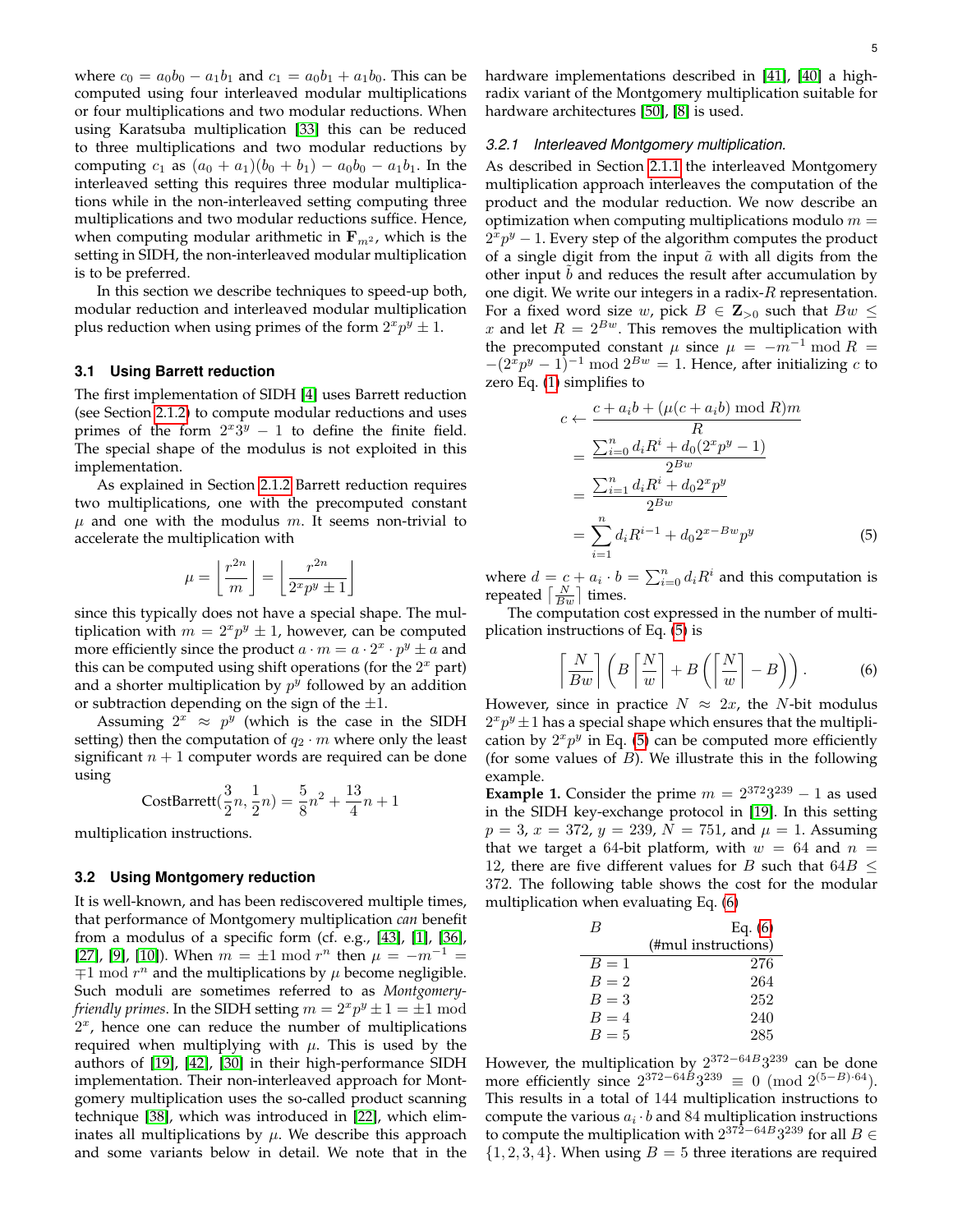where $c_0 = a_0b_0 - a_1b_1$ and $c_1 = a_0b_1 + a_1b_0$. This can be computed using four interleaved modular multiplications or four multiplications and two modular reductions. When using Karatsuba multiplication [33] this can be reduced to three multiplications and two modular reductions by computing $c_1$ as $(a_0 + a_1)(b_0 + b_1) - a_0b_0 - a_1b_1$. In the interleaved setting this requires three modular multiplications while in the non-interleaved setting computing three multiplications and two modular reductions suffice. Hence, when computing modular arithmetic in $\mathbf{F}_{m^2}$, which is the setting in SIDH, the non-interleaved modular multiplication is to be preferred.

In this section we describe techniques to speed-up both, modular reduction and interleaved modular multiplication plus reduction when using primes of the form $2^xp^y \pm 1$.

### 3.1 Using Barrett reduction

The first implementation of SIDH [4] uses Barrett reduction (see Section 2.1.2) to compute modular reductions and uses primes of the form $2^x3^y - 1$ to define the finite field. The special shape of the modulus is not exploited in this implementation.

As explained in Section 2.1.2 Barrett reduction requires two multiplications, one with the precomputed constant $\mu$ and one with the modulus $m$. It seems non-trivial to accelerate the multiplication with

$$\mu = \left\lfloor \frac{r^{2n}}{m} \right\rfloor = \left\lfloor \frac{r^{2n}}{2^xp^y \pm 1} \right\rfloor$$

since this typically does not have a special shape. The multiplication with $m = 2^xp^y \pm 1$, however, can be computed more efficiently since the product $a \cdot m = a \cdot 2^x \cdot p^y \pm a$ and this can be computed using shift operations (for the $2^x$ part) and a shorter multiplication by $p^y$ followed by an addition or subtraction depending on the sign of the $\pm 1$.

Assuming $2^x \approx p^y$ (which is the case in the SIDH setting) then the computation of $q_2 \cdot m$ where only the least significant $n + 1$ computer words are required can be done using

$$\text{CostBarrett}(\frac{3}{2}n, \frac{1}{2}n) = \frac{5}{8}n^2 + \frac{13}{4}n + 1$$

multiplication instructions.

### 3.2 Using Montgomery reduction

It is well-known, and has been rediscovered multiple times, that performance of Montgomery multiplication *can* benefit from a modulus of a specific form (cf. e.g., [43], [1], [36], [27], [9], [10]). When $m = \pm 1 \bmod r^n$ then $\mu = -m^{-1} = \mp 1 \bmod r^n$ and the multiplications by $\mu$ become negligible. Such moduli are sometimes referred to as *Montgomery-friendly primes*. In the SIDH setting $m = 2^xp^y \pm 1 = \pm 1 \bmod 2^x$, hence one can reduce the number of multiplications required when multiplying with $\mu$. This is used by the authors of [19], [42], [30] in their high-performance SIDH implementation. Their non-interleaved approach for Montgomery multiplication uses the so-called product scanning technique [38], which was introduced in [22], which eliminates all multiplications by $\mu$. We describe this approach and some variants below in detail. We note that in the hardware implementations described in [41], [40] a high-radix variant of the Montgomery multiplication suitable for hardware architectures [50], [8] is used.

#### 3.2.1 Interleaved Montgomery multiplication.

As described in Section 2.1.1 the interleaved Montgomery multiplication approach interleaves the computation of the product and the modular reduction. We now describe an optimization when computing multiplications modulo $m = 2^xp^y - 1$. Every step of the algorithm computes the product of a single digit from the input $\tilde{a}$ with all digits from the other input $\tilde{b}$ and reduces the result after accumulation by one digit. We write our integers in a radix-$R$ representation. For a fixed word size $w$, pick $B \in \mathbf{Z}_{>0}$ such that $Bw \le x$ and let $R = 2^{Bw}$. This removes the multiplication with the precomputed constant $\mu$ since $\mu = -m^{-1} \bmod R = -(2^xp^y - 1)^{-1} \bmod 2^{Bw} = 1$. Hence, after initializing $c$ to zero Eq. (1) simplifies to

$$\begin{aligned} c \leftarrow & \frac{c + a_ib + (\mu(c + a_ib) \bmod R)m}{R} \\ &= \frac{\sum_{i=0}^{n} d_iR^i + d_0(2^xp^y - 1)}{2^{Bw}} \\ &= \frac{\sum_{i=1}^{n} d_iR^i + d_0 2^xp^y}{2^{Bw}} \\ &= \sum_{i=1}^{n} d_iR^{i-1} + d_0 2^{x-Bw}p^y \end{aligned} \tag{5}$$

where $d = c + a_i \cdot b = \sum_{i=0}^{n} d_iR^i$ and this computation is repeated $\lceil \frac{N}{Bw} \rceil$ times.

The computation cost expressed in the number of multiplication instructions of Eq. (5) is

$$\left\lceil \frac{N}{Bw} \right\rceil \left( B \left\lceil \frac{N}{w} \right\rceil + B \left( \left\lceil \frac{N}{w} \right\rceil - B \right) \right). \tag{6}$$

However, since in practice $N \approx 2x$, the $N$-bit modulus $2^xp^y \pm 1$ has a special shape which ensures that the multiplication by $2^xp^y$ in Eq. (5) can be computed more efficiently (for some values of $B$). We illustrate this in the following example.

**Example 1.** Consider the prime $m = 2^{372}3^{239} - 1$ as used in the SIDH key-exchange protocol in [19]. In this setting $p = 3$, $x = 372$, $y = 239$, $N = 751$, and $\mu = 1$. Assuming that we target a 64-bit platform, with $w = 64$ and $n = 12$, there are five different values for $B$ such that $64B \le 372$. The following table shows the cost for the modular multiplication when evaluating Eq. (6)

| $B$ | Eq. (6) (#mul instructions) |
|---|---|
| $B = 1$ | 276 |
| $B = 2$ | 264 |
| $B = 3$ | 252 |
| $B = 4$ | 240 |
| $B = 5$ | 285 |

However, the multiplication by $2^{372-64B}3^{239}$ can be done more efficiently since $2^{372-64B}3^{239} \equiv 0 \pmod{2^{(5-B)\cdot 64}}$. This results in a total of 144 multiplication instructions to compute the various $a_i \cdot b$ and 84 multiplication instructions to compute the multiplication with $2^{372-64B}3^{239}$ for all $B \in \{1, 2, 3, 4\}$. When using $B = 5$ three iterations are required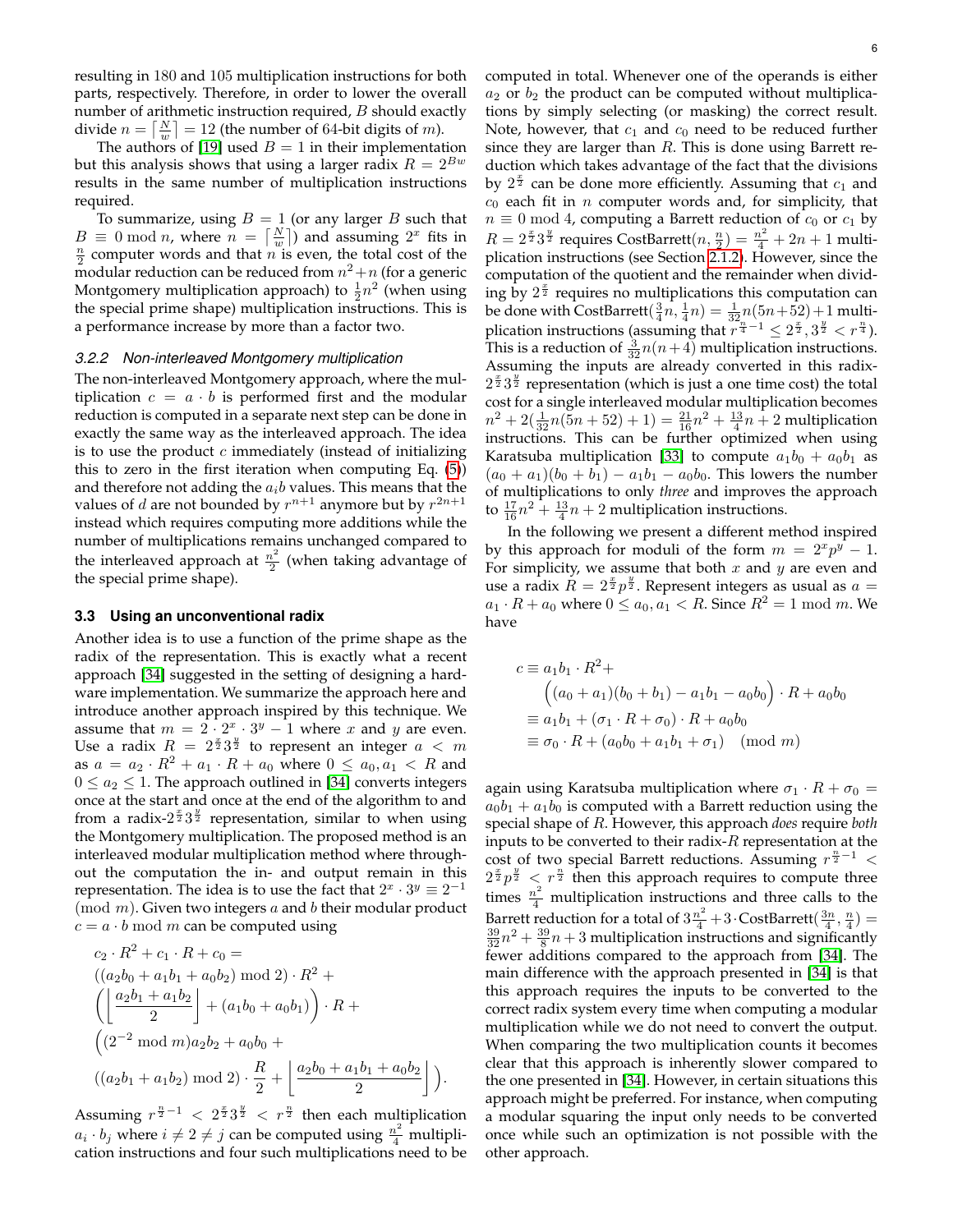resulting in 180 and 105 multiplication instructions for both parts, respectively. Therefore, in order to lower the overall number of arithmetic instruction required, $B$ should exactly divide $n = \lceil \frac{N}{w} \rceil = 12$ (the number of 64-bit digits of $m$).

The authors of [19] used $B = 1$ in their implementation but this analysis shows that using a larger radix $R = 2^{Bw}$ results in the same number of multiplication instructions required.

To summarize, using $B = 1$ (or any larger $B$ such that $B \equiv 0 \bmod n$, where $n = \lceil \frac{N}{w} \rceil$) and assuming $2^x$ fits in $\frac{n}{2}$ computer words and that $n$ is even, the total cost of the modular reduction can be reduced from $n^2+n$ (for a generic Montgomery multiplication approach) to $\frac{1}{2}n^2$ (when using the special prime shape) multiplication instructions. This is a performance increase by more than a factor two.

#### 3.2.2 Non-interleaved Montgomery multiplication

The non-interleaved Montgomery approach, where the multiplication $c = a \cdot b$ is performed first and the modular reduction is computed in a separate next step can be done in exactly the same way as the interleaved approach. The idea is to use the product $c$ immediately (instead of initializing this to zero in the first iteration when computing Eq. (5)) and therefore not adding the $a_i b$ values. This means that the values of $d$ are not bounded by $r^{n+1}$ anymore but by $r^{2n+1}$ instead which requires computing more additions while the number of multiplications remains unchanged compared to the interleaved approach at $\frac{n^2}{2}$ (when taking advantage of the special prime shape).

### 3.3 Using an unconventional radix

Another idea is to use a function of the prime shape as the radix of the representation. This is exactly what a recent approach [34] suggested in the setting of designing a hardware implementation. We summarize the approach here and introduce another approach inspired by this technique. We assume that $m = 2 \cdot 2^x \cdot 3^y - 1$ where $x$ and $y$ are even. Use a radix $R = 2^{\frac{x}{2}}3^{\frac{y}{2}}$ to represent an integer $a < m$ as $a = a_2 \cdot R^2 + a_1 \cdot R + a_0$ where $0 \leq a_0, a_1 < R$ and $0 \leq a_2 \leq 1$. The approach outlined in [34] converts integers once at the start and once at the end of the algorithm to and from a radix-$2^{\frac{x}{2}}3^{\frac{y}{2}}$ representation, similar to when using the Montgomery multiplication. The proposed method is an interleaved modular multiplication method where throughout the computation the in- and output remain in this representation. The idea is to use the fact that $2^x \cdot 3^y \equiv 2^{-1} \pmod m$. Given two integers $a$ and $b$ their modular product $c = a \cdot b \bmod m$ can be computed using

$$
\begin{aligned}
&c_2 \cdot R^2 + c_1 \cdot R + c_0 = \\
&((a_2 b_0 + a_1 b_1 + a_0 b_2) \bmod 2) \cdot R^2 + \\
&\left( \left\lfloor \frac{a_2 b_1 + a_1 b_2}{2} \right\rfloor + (a_1 b_0 + a_0 b_1) \right) \cdot R + \\
&\Big( (2^{-2} \bmod m) a_2 b_2 + a_0 b_0 + \\
&((a_2 b_1 + a_1 b_2) \bmod 2) \cdot \frac{R}{2} + \left\lfloor \frac{a_2 b_0 + a_1 b_1 + a_0 b_2}{2} \right\rfloor \Big).
\end{aligned}
$$

Assuming $r^{\frac{n}{2}-1} < 2^{\frac{x}{2}}3^{\frac{y}{2}} < r^{\frac{n}{2}}$ then each multiplication $a_i \cdot b_j$ where $i \neq 2 \neq j$ can be computed using $\frac{n^2}{4}$ multiplication instructions and four such multiplications need to be computed in total. Whenever one of the operands is either $a_2$ or $b_2$ the product can be computed without multiplications by simply selecting (or masking) the correct result. Note, however, that $c_1$ and $c_0$ need to be reduced further since they are larger than $R$. This is done using Barrett reduction which takes advantage of the fact that the divisions by $2^{\frac{x}{2}}$ can be done more efficiently. Assuming that $c_1$ and $c_0$ each fit in $n$ computer words and, for simplicity, that $n \equiv 0 \bmod 4$, computing a Barrett reduction of $c_0$ or $c_1$ by $R = 2^{\frac{x}{2}}3^{\frac{y}{2}}$ requires CostBarrett$(n, \frac{n}{2}) = \frac{n^2}{4} + 2n + 1$ multiplication instructions (see Section 2.1.2). However, since the computation of the quotient and the remainder when dividing by $2^{\frac{x}{2}}$ requires no multiplications this computation can be done with CostBarrett$(\frac{3}{4}n, \frac{1}{4}n) = \frac{1}{32}n(5n+52)+1$ multiplication instructions (assuming that $r^{\frac{n}{4}-1} \leq 2^{\frac{x}{2}}, 3^{\frac{y}{2}} < r^{\frac{n}{4}}$). This is a reduction of $\frac{3}{32}n(n+4)$ multiplication instructions. Assuming the inputs are already converted in this radix-$2^{\frac{x}{2}}3^{\frac{y}{2}}$ representation (which is just a one time cost) the total cost for a single interleaved modular multiplication becomes $n^2 + 2(\frac{1}{32}n(5n+52)+1) = \frac{21}{16}n^2 + \frac{13}{4}n + 2$ multiplication instructions. This can be further optimized when using Karatsuba multiplication [33] to compute $a_1 b_0 + a_0 b_1$ as $(a_0 + a_1)(b_0 + b_1) - a_1 b_1 - a_0 b_0$. This lowers the number of multiplications to only *three* and improves the approach to $\frac{17}{16}n^2 + \frac{13}{4}n + 2$ multiplication instructions.

In the following we present a different method inspired by this approach for moduli of the form $m = 2^x p^y - 1$. For simplicity, we assume that both $x$ and $y$ are even and use a radix $R = 2^{\frac{x}{2}}p^{\frac{y}{2}}$. Represent integers as usual as $a = a_1 \cdot R + a_0$ where $0 \leq a_0, a_1 < R$. Since $R^2 = 1 \bmod m$. We have

$$
\begin{aligned}
c &\equiv a_1 b_1 \cdot R^2 + \\
&\quad \Big( (a_0 + a_1)(b_0 + b_1) - a_1 b_1 - a_0 b_0 \Big) \cdot R + a_0 b_0 \\
&\equiv a_1 b_1 + (\sigma_1 \cdot R + \sigma_0) \cdot R + a_0 b_0 \\
&\equiv \sigma_0 \cdot R + (a_0 b_0 + a_1 b_1 + \sigma_1) \pmod m
\end{aligned}
$$

again using Karatsuba multiplication where $\sigma_1 \cdot R + \sigma_0 = a_0 b_1 + a_1 b_0$ is computed with a Barrett reduction using the special shape of $R$. However, this approach *does* require *both* inputs to be converted to their radix-$R$ representation at the cost of two special Barrett reductions. Assuming $r^{\frac{n}{2}-1} < 2^{\frac{x}{2}}p^{\frac{y}{2}} < r^{\frac{n}{2}}$ then this approach requires to compute three times $\frac{n^2}{4}$ multiplication instructions and three calls to the Barrett reduction for a total of $3\frac{n^2}{4} + 3 \cdot \text{CostBarrett}(\frac{3n}{4}, \frac{n}{2}) = \frac{39}{32}n^2 + \frac{39}{8}n + 3$ multiplication instructions and significantly fewer additions compared to the approach from [34]. The main difference with the approach presented in [34] is that this approach requires the inputs to be converted to the correct radix system every time when computing a modular multiplication while we do not need to convert the output. When comparing the two multiplication counts it becomes clear that this approach is inherently slower compared to the one presented in [34]. However, in certain situations this approach might be preferred. For instance, when computing a modular squaring the input only needs to be converted once while such an optimization is not possible with the other approach.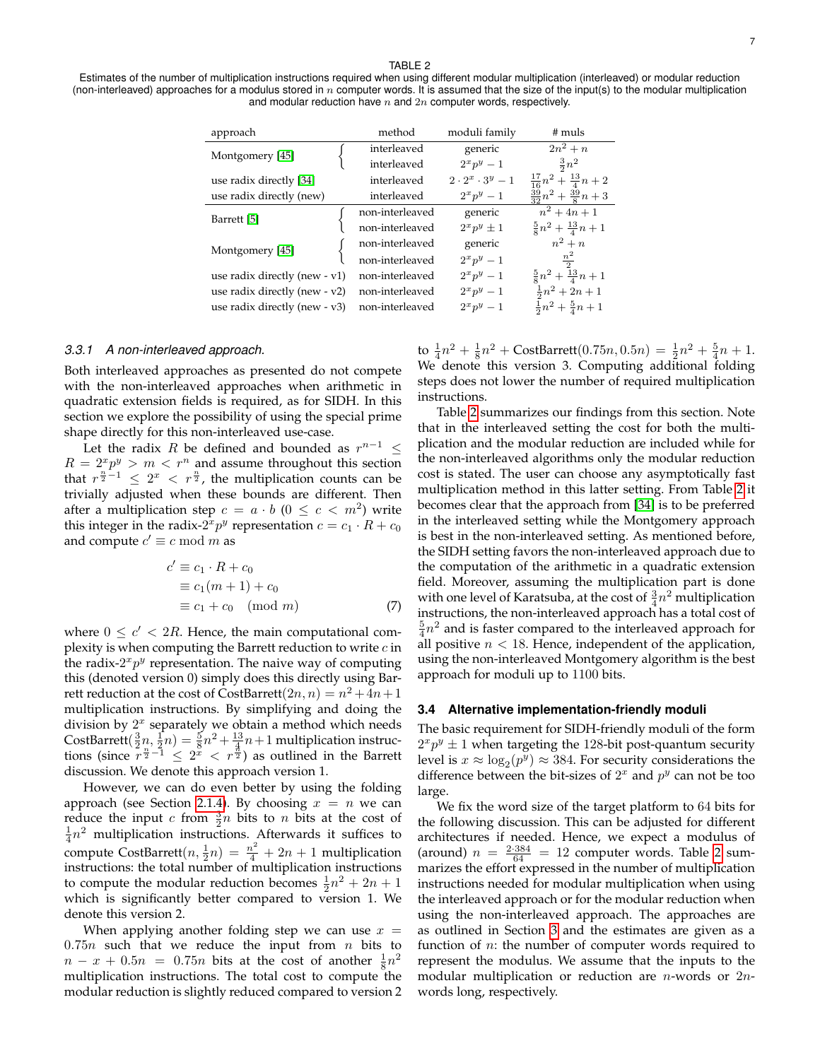TABLE 2
Estimates of the number of multiplication instructions required when using different modular multiplication (interleaved) or modular reduction (non-interleaved) approaches for a modulus stored in $n$ computer words. It is assumed that the size of the input(s) to the modular multiplication and modular reduction have $n$ and $2n$ computer words, respectively.

| approach | method | moduli family | # muls |
|---|---|---|---|
| Montgomery [45] | interleaved | generic | $2n^2 + n$ |
| | interleaved | $2^x p^y - 1$ | $\frac{3}{2}n^2$ |
| use radix directly [34] | interleaved | $2 \cdot 2^x \cdot 3^y - 1$ | $\frac{17}{16}n^2 + \frac{13}{4}n + 2$ |
| use radix directly (new) | interleaved | $2^x p^y - 1$ | $\frac{39}{32}n^2 + \frac{39}{8}n + 3$ |
| Barrett [5] | non-interleaved | generic | $n^2 + 4n + 1$ |
| | non-interleaved | $2^x p^y \pm 1$ | $\frac{5}{8}n^2 + \frac{13}{4}n + 1$ |
| Montgomery [45] | non-interleaved | generic | $n^2 + n$ |
| | non-interleaved | $2^x p^y - 1$ | $\frac{n^2}{2}$ |
| use radix directly (new - v1) | non-interleaved | $2^x p^y - 1$ | $\frac{5}{8}n^2 + \frac{13}{4}n + 1$ |
| use radix directly (new - v2) | non-interleaved | $2^x p^y - 1$ | $\frac{1}{2}n^2 + 2n + 1$ |
| use radix directly (new - v3) | non-interleaved | $2^x p^y - 1$ | $\frac{1}{2}n^2 + \frac{5}{4}n + 1$ |

#### 3.3.1 *A non-interleaved approach.*

Both interleaved approaches as presented do not compete with the non-interleaved approaches when arithmetic in quadratic extension fields is required, as for SIDH. In this section we explore the possibility of using the special prime shape directly for this non-interleaved use-case.

Let the radix $R$ be defined and bounded as $r^{n-1} \leq R = 2^x p^y > m < r^n$ and assume throughout this section that $r^{\frac{n}{2}-1} \leq 2^x < r^{\frac{n}{2}}$, the multiplication counts can be trivially adjusted when these bounds are different. Then after a multiplication step $c = a \cdot b$ $(0 \leq c < m^2)$ write this integer in the radix-$2^x p^y$ representation $c = c_1 \cdot R + c_0$ and compute $c' \equiv c \bmod m$ as

$$\begin{aligned} c' &\equiv c_1 \cdot R + c_0 \\ &\equiv c_1(m+1) + c_0 \\ &\equiv c_1 + c_0 \pmod{m} \end{aligned} \tag{7}$$

where $0 \leq c' < 2R$. Hence, the main computational complexity is when computing the Barrett reduction to write $c$ in the radix-$2^x p^y$ representation. The naive way of computing this (denoted version 0) simply does this directly using Barrett reduction at the cost of $\text{CostBarrett}(2n, n) = n^2 + 4n + 1$ multiplication instructions. By simplifying and doing the division by $2^x$ separately we obtain a method which needs $\text{CostBarrett}(\frac{3}{2}n, \frac{1}{2}n) = \frac{5}{8}n^2 + \frac{13}{4}n + 1$ multiplication instructions (since $r^{\frac{n}{2}-1} \leq 2^x < r^{\frac{n}{2}}$) as outlined in the Barrett discussion. We denote this approach version 1.

However, we can do even better by using the folding approach (see Section 2.1.4). By choosing $x = n$ we can reduce the input $c$ from $\frac{3}{2}n$ bits to $n$ bits at the cost of $\frac{1}{4}n^2$ multiplication instructions. Afterwards it suffices to compute $\text{CostBarrett}(n, \frac{1}{2}n) = \frac{n^2}{4} + 2n + 1$ multiplication instructions: the total number of multiplication instructions to compute the modular reduction becomes $\frac{1}{2}n^2 + 2n + 1$ which is significantly better compared to version 1. We denote this version 2.

When applying another folding step we can use $x = 0.75n$ such that we reduce the input from $n$ bits to $n - x + 0.5n = 0.75n$ bits at the cost of another $\frac{1}{8}n^2$ multiplication instructions. The total cost to compute the modular reduction is slightly reduced compared to version 2 to $\frac{1}{4}n^2 + \frac{1}{8}n^2 + \text{CostBarrett}(0.75n, 0.5n) = \frac{1}{2}n^2 + \frac{5}{4}n + 1$. We denote this version 3. Computing additional folding steps does not lower the number of required multiplication instructions.

Table 2 summarizes our findings from this section. Note that in the interleaved setting the cost for both the multiplication and the modular reduction are included while for the non-interleaved algorithms only the modular reduction cost is stated. The user can choose any asymptotically fast multiplication method in this latter setting. From Table 2 it becomes clear that the approach from [34] is to be preferred in the interleaved setting while the Montgomery approach is best in the non-interleaved setting. As mentioned before, the SIDH setting favors the non-interleaved approach due to the computation of the arithmetic in a quadratic extension field. Moreover, assuming the multiplication part is done with one level of Karatsuba, at the cost of $\frac{3}{4}n^2$ multiplication instructions, the non-interleaved approach has a total cost of $\frac{5}{4}n^2$ and is faster compared to the interleaved approach for all positive $n < 18$. Hence, independent of the application, using the non-interleaved Montgomery algorithm is the best approach for moduli up to 1100 bits.

### 3.4 Alternative implementation-friendly moduli

The basic requirement for SIDH-friendly moduli of the form $2^x p^y \pm 1$ when targeting the 128-bit post-quantum security level is $x \approx \log_2(p^y) \approx 384$. For security considerations the difference between the bit-sizes of $2^x$ and $p^y$ can not be too large.

We fix the word size of the target platform to 64 bits for the following discussion. This can be adjusted for different architectures if needed. Hence, we expect a modulus of (around) $n = \frac{2 \cdot 384}{64} = 12$ computer words. Table 2 summarizes the effort expressed in the number of multiplication instructions needed for modular multiplication when using the interleaved approach or for the modular reduction when using the non-interleaved approach. The approaches are as outlined in Section 3 and the estimates are given as a function of $n$: the number of computer words required to represent the modulus. We assume that the inputs to the modular multiplication or reduction are $n$-words or $2n$-words long, respectively.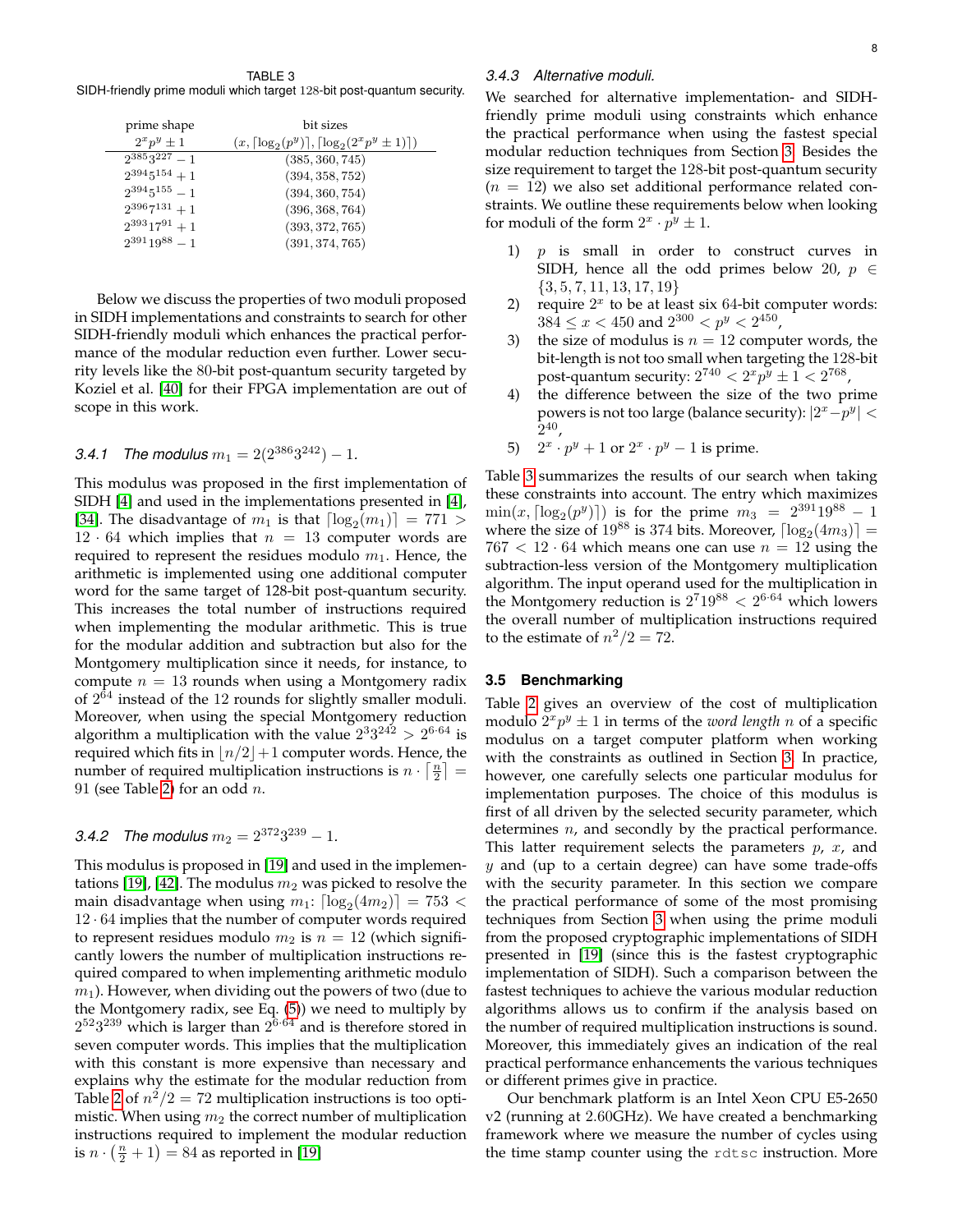TABLE 3
SIDH-friendly prime moduli which target 128-bit post-quantum security.

| prime shape $2^x p^y \pm 1$ | bit sizes $(x, \lceil \log_2(p^y) \rceil, \lceil \log_2(2^x p^y \pm 1) \rceil)$ |
|---|---|
| $2^{385} 3^{227} - 1$ | $(385, 360, 745)$ |
| $2^{394} 5^{154} + 1$ | $(394, 358, 752)$ |
| $2^{394} 5^{155} - 1$ | $(394, 360, 754)$ |
| $2^{396} 7^{131} + 1$ | $(396, 368, 764)$ |
| $2^{393} 17^{91} + 1$ | $(393, 372, 765)$ |
| $2^{391} 19^{88} - 1$ | $(391, 374, 765)$ |

Below we discuss the properties of two moduli proposed in SIDH implementations and constraints to search for other SIDH-friendly moduli which enhances the practical performance of the modular reduction even further. Lower security levels like the 80-bit post-quantum security targeted by Koziel et al. [40] for their FPGA implementation are out of scope in this work.

### 3.4.1 The modulus $m_1 = 2(2^{386} 3^{242}) - 1$.

This modulus was proposed in the first implementation of SIDH [4] and used in the implementations presented in [4], [34]. The disadvantage of $m_1$ is that $\lceil \log_2(m_1) \rceil = 771 > 12 \cdot 64$ which implies that $n = 13$ computer words are required to represent the residues modulo $m_1$. Hence, the arithmetic is implemented using one additional computer word for the same target of 128-bit post-quantum security. This increases the total number of instructions required when implementing the modular arithmetic. This is true for the modular addition and subtraction but also for the Montgomery multiplication since it needs, for instance, to compute $n = 13$ rounds when using a Montgomery radix of $2^{64}$ instead of the 12 rounds for slightly smaller moduli. Moreover, when using the special Montgomery reduction algorithm a multiplication with the value $2^3 3^{242} > 2^{6 \cdot 64}$ is required which fits in $\lfloor n/2 \rfloor + 1$ computer words. Hence, the number of required multiplication instructions is $n \cdot \lceil \frac{n}{2} \rceil = 91$ (see Table 2) for an odd $n$.

### 3.4.2 The modulus $m_2 = 2^{372} 3^{239} - 1$.

This modulus is proposed in [19] and used in the implementations [19], [42]. The modulus $m_2$ was picked to resolve the main disadvantage when using $m_1$: $\lceil \log_2(4m_2) \rceil = 753 < 12 \cdot 64$ implies that the number of computer words required to represent residues modulo $m_2$ is $n = 12$ (which significantly lowers the number of multiplication instructions required compared to when implementing arithmetic modulo $m_1$). However, when dividing out the powers of two (due to the Montgomery radix, see Eq. (5)) we need to multiply by $2^{52} 3^{239}$ which is larger than $2^{6 \cdot 64}$ and is therefore stored in seven computer words. This implies that the multiplication with this constant is more expensive than necessary and explains why the estimate for the modular reduction from Table 2 of $n^2/2 = 72$ multiplication instructions is too optimistic. When using $m_2$ the correct number of multiplication instructions required to implement the modular reduction is $n \cdot \left(\frac{n}{2} + 1\right) = 84$ as reported in [19].

### 3.4.3 Alternative moduli.

We searched for alternative implementation- and SIDH-friendly prime moduli using constraints which enhance the practical performance when using the fastest special modular reduction techniques from Section 3. Besides the size requirement to target the 128-bit post-quantum security ($n = 12$) we also set additional performance related constraints. We outline these requirements below when looking for moduli of the form $2^x \cdot p^y \pm 1$.

1) $p$ is small in order to construct curves in SIDH, hence all the odd primes below 20, $p \in \{3, 5, 7, 11, 13, 17, 19\}$
2) require $2^x$ to be at least six 64-bit computer words: $384 \leq x < 450$ and $2^{300} < p^y < 2^{450}$,
3) the size of modulus is $n = 12$ computer words, the bit-length is not too small when targeting the 128-bit post-quantum security: $2^{740} < 2^x p^y \pm 1 < 2^{768}$,
4) the difference between the size of the two prime powers is not too large (balance security): $|2^x - p^y| < 2^{40}$,
5) $2^x \cdot p^y + 1$ or $2^x \cdot p^y - 1$ is prime.

Table 3 summarizes the results of our search when taking these constraints into account. The entry which maximizes $\min(x, \lceil \log_2(p^y) \rceil)$ is for the prime $m_3 = 2^{391} 19^{88} - 1$ where the size of $19^{88}$ is 374 bits. Moreover, $\lceil \log_2(4m_3) \rceil = 767 < 12 \cdot 64$ which means one can use $n = 12$ using the subtraction-less version of the Montgomery multiplication algorithm. The input operand used for the multiplication in the Montgomery reduction is $2^7 19^{88} < 2^{6 \cdot 64}$ which lowers the overall number of multiplication instructions required to the estimate of $n^2/2 = 72$.

## 3.5 Benchmarking

Table 2 gives an overview of the cost of multiplication modulo $2^x p^y \pm 1$ in terms of the *word length* $n$ of a specific modulus on a target computer platform when working with the constraints as outlined in Section 3. In practice, however, one carefully selects one particular modulus for implementation purposes. The choice of this modulus is first of all driven by the selected security parameter, which determines $n$, and secondly by the practical performance. This latter requirement selects the parameters $p$, $x$, and $y$ and (up to a certain degree) can have some trade-offs with the security parameter. In this section we compare the practical performance of some of the most promising techniques from Section 3 when using the prime moduli from the proposed cryptographic implementations of SIDH presented in [19] (since this is the fastest cryptographic implementation of SIDH). Such a comparison between the fastest techniques to achieve the various modular reduction algorithms allows us to confirm if the analysis based on the number of required multiplication instructions is sound. Moreover, this immediately gives an indication of the real practical performance enhancements the various techniques or different primes give in practice.

Our benchmark platform is an Intel Xeon CPU E5-2650 v2 (running at 2.60GHz). We have created a benchmarking framework where we measure the number of cycles using the time stamp counter using the `rdtsc` instruction. More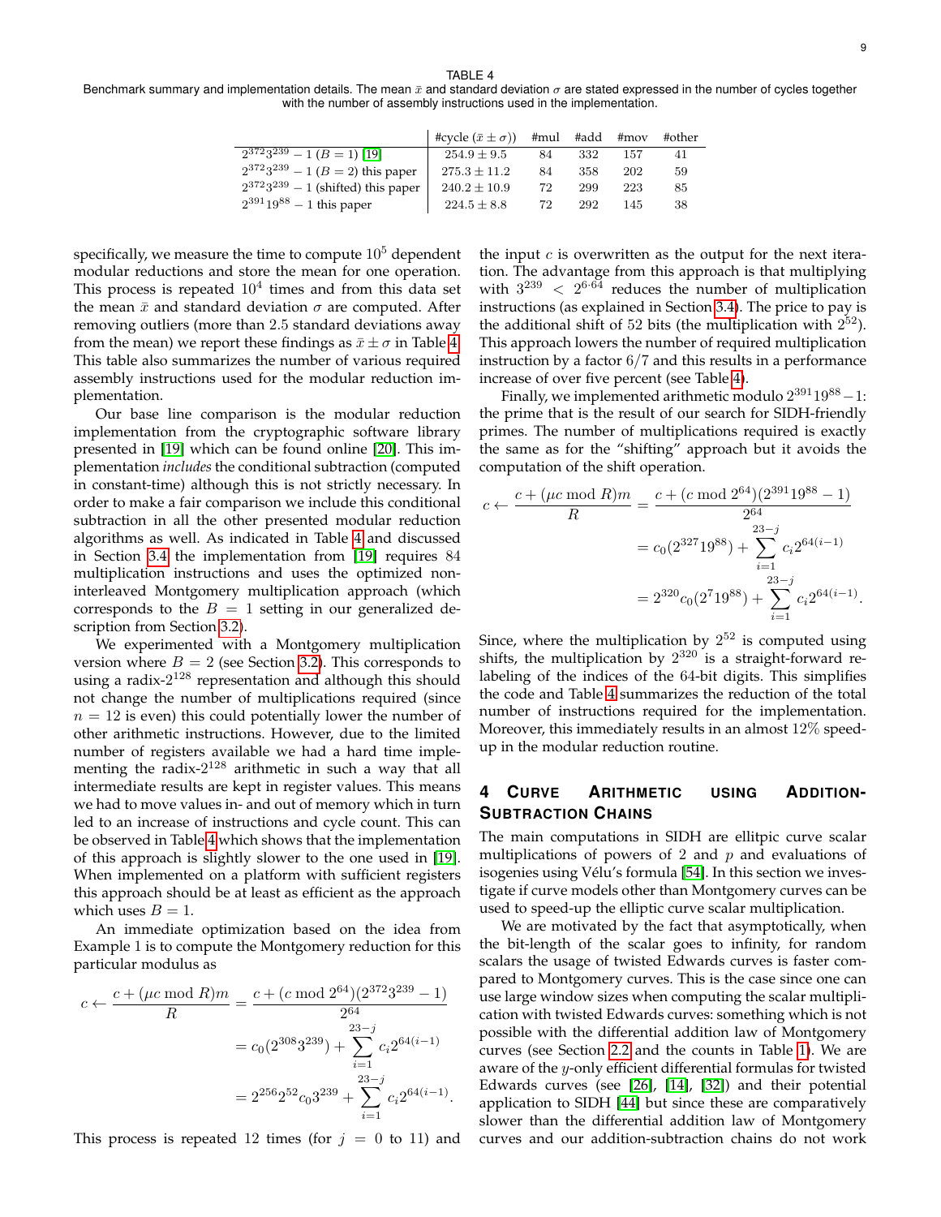TABLE 4
Benchmark summary and implementation details. The mean $\bar{x}$ and standard deviation $\sigma$ are stated expressed in the number of cycles together with the number of assembly instructions used in the implementation.

| | #cycle ($\bar{x} \pm \sigma$)) | #mul | #add | #mov | #other |
|---|---|---|---|---|---|
| $2^{372}3^{239} - 1$ ($B = 1$) [19] | $254.9 \pm 9.5$ | 84 | 332 | 157 | 41 |
| $2^{372}3^{239} - 1$ ($B = 2$) this paper | $275.3 \pm 11.2$ | 84 | 358 | 202 | 59 |
| $2^{372}3^{239} - 1$ (shifted) this paper | $240.2 \pm 10.9$ | 72 | 299 | 223 | 85 |
| $2^{391}19^{88} - 1$ this paper | $224.5 \pm 8.8$ | 72 | 292 | 145 | 38 |

specifically, we measure the time to compute $10^5$ dependent modular reductions and store the mean for one operation. This process is repeated $10^4$ times and from this data set the mean $\bar{x}$ and standard deviation $\sigma$ are computed. After removing outliers (more than 2.5 standard deviations away from the mean) we report these findings as $\bar{x} \pm \sigma$ in Table 4. This table also summarizes the number of various required assembly instructions used for the modular reduction implementation.

Our base line comparison is the modular reduction implementation from the cryptographic software library presented in [19] which can be found online [20]. This implementation *includes* the conditional subtraction (computed in constant-time) although this is not strictly necessary. In order to make a fair comparison we include this conditional subtraction in all the other presented modular reduction algorithms as well. As indicated in Table 4 and discussed in Section 3.4 the implementation from [19] requires 84 multiplication instructions and uses the optimized non-interleaved Montgomery multiplication approach (which corresponds to the $B = 1$ setting in our generalized description from Section 3.2).

We experimented with a Montgomery multiplication version where $B = 2$ (see Section 3.2). This corresponds to using a radix-$2^{128}$ representation and although this should not change the number of multiplications required (since $n = 12$ is even) this could potentially lower the number of other arithmetic instructions. However, due to the limited number of registers available we had a hard time implementing the radix-$2^{128}$ arithmetic in such a way that all intermediate results are kept in register values. This means we had to move values in- and out of memory which in turn led to an increase of instructions and cycle count. This can be observed in Table 4 which shows that the implementation of this approach is slightly slower to the one used in [19]. When implemented on a platform with sufficient registers this approach should be at least as efficient as the approach which uses $B = 1$.

An immediate optimization based on the idea from Example 1 is to compute the Montgomery reduction for this particular modulus as

$$
\begin{aligned}
c \leftarrow \frac{c + (\mu c \bmod R)m}{R} &= \frac{c + (c \bmod 2^{64})(2^{372}3^{239} - 1)}{2^{64}} \\
&= c_0(2^{308}3^{239}) + \sum_{i=1}^{23-j} c_i 2^{64(i-1)} \\
&= 2^{256}2^{52}c_0 3^{239} + \sum_{i=1}^{23-j} c_i 2^{64(i-1)}.
\end{aligned}
$$

This process is repeated 12 times (for $j = 0$ to 11) and the input $c$ is overwritten as the output for the next iteration. The advantage from this approach is that multiplying with $3^{239} < 2^{6 \cdot 64}$ reduces the number of multiplication instructions (as explained in Section 3.4). The price to pay is the additional shift of 52 bits (the multiplication with $2^{52}$). This approach lowers the number of required multiplication instruction by a factor 6/7 and this results in a performance increase of over five percent (see Table 4).

Finally, we implemented arithmetic modulo $2^{391}19^{88} - 1$: the prime that is the result of our search for SIDH-friendly primes. The number of multiplications required is exactly the same as for the "shifting" approach but it avoids the computation of the shift operation.

$$
\begin{aligned}
c \leftarrow \frac{c + (\mu c \bmod R)m}{R} &= \frac{c + (c \bmod 2^{64})(2^{391}19^{88} - 1)}{2^{64}} \\
&= c_0(2^{327}19^{88}) + \sum_{i=1}^{23-j} c_i 2^{64(i-1)} \\
&= 2^{320}c_0(2^7 19^{88}) + \sum_{i=1}^{23-j} c_i 2^{64(i-1)}.
\end{aligned}
$$

Since, where the multiplication by $2^{52}$ is computed using shifts, the multiplication by $2^{320}$ is a straight-forward relabeling of the indices of the 64-bit digits. This simplifies the code and Table 4 summarizes the reduction of the total number of instructions required for the implementation. Moreover, this immediately results in an almost 12% speed-up in the modular reduction routine.

## 4 Curve Arithmetic using Addition-Subtraction Chains

The main computations in SIDH are ellitpic curve scalar multiplications of powers of 2 and $p$ and evaluations of isogenies using Vélu's formula [54]. In this section we investigate if curve models other than Montgomery curves can be used to speed-up the elliptic curve scalar multiplication.

We are motivated by the fact that asymptotically, when the bit-length of the scalar goes to infinity, for random scalars the usage of twisted Edwards curves is faster compared to Montgomery curves. This is the case since one can use large window sizes when computing the scalar multiplication with twisted Edwards curves: something which is not possible with the differential addition law of Montgomery curves (see Section 2.2 and the counts in Table 1). We are aware of the $y$-only efficient differential formulas for twisted Edwards curves (see [26], [14], [32]) and their potential application to SIDH [44] but since these are comparatively slower than the differential addition law of Montgomery curves and our addition-subtraction chains do not work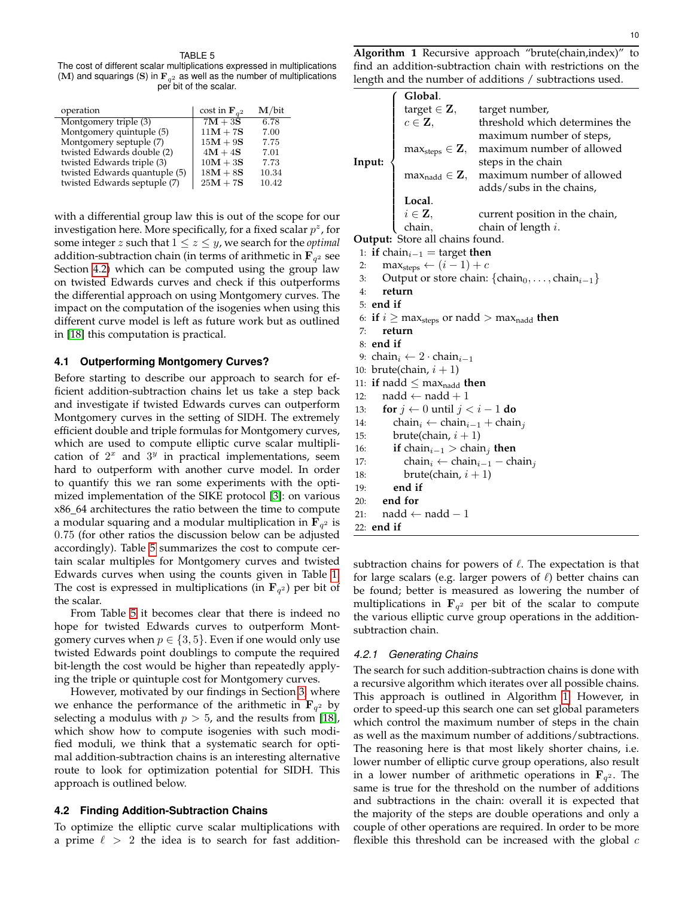TABLE 5
The cost of different scalar multiplications expressed in multiplications ($\mathbf{M}$) and squarings ($\mathbf{S}$) in $\mathbf{F}_{q^2}$ as well as the number of multiplications per bit of the scalar.

| operation | cost in $\mathbf{F}_{q^2}$ | $\mathbf{M}$/bit |
|---|---|---|
| Montgomery triple (3) | $7\mathbf{M} + 3\mathbf{S}$ | 6.78 |
| Montgomery quintuple (5) | $11\mathbf{M} + 7\mathbf{S}$ | 7.00 |
| Montgomery septuple (7) | $15\mathbf{M} + 9\mathbf{S}$ | 7.75 |
| twisted Edwards double (2) | $4\mathbf{M} + 4\mathbf{S}$ | 7.01 |
| twisted Edwards triple (3) | $10\mathbf{M} + 3\mathbf{S}$ | 7.73 |
| twisted Edwards quantuple (5) | $18\mathbf{M} + 8\mathbf{S}$ | 10.34 |
| twisted Edwards septuple (7) | $25\mathbf{M} + 7\mathbf{S}$ | 10.42 |

with a differential group law this is out of the scope for our investigation here. More specifically, for a fixed scalar $p^z$, for some integer $z$ such that $1 \leq z \leq y$, we search for the *optimal* addition-subtraction chain (in terms of arithmetic in $\mathbf{F}_{q^2}$ see Section 4.2) which can be computed using the group law on twisted Edwards curves and check if this outperforms the differential approach on using Montgomery curves. The impact on the computation of the isogenies when using this different curve model is left as future work but as outlined in [18] this computation is practical.

### 4.1 Outperforming Montgomery Curves?

Before starting to describe our approach to search for efficient addition-subtraction chains let us take a step back and investigate if twisted Edwards curves can outperform Montgomery curves in the setting of SIDH. The extremely efficient double and triple formulas for Montgomery curves, which are used to compute elliptic curve scalar multiplication of $2^x$ and $3^y$ in practical implementations, seem hard to outperform with another curve model. In order to quantify this we ran some experiments with the optimized implementation of the SIKE protocol [3]: on various x86_64 architectures the ratio between the time to compute a modular squaring and a modular multiplication in $\mathbf{F}_{q^2}$ is $0.75$ (for other ratios the discussion below can be adjusted accordingly). Table 5 summarizes the cost to compute certain scalar multiples for Montgomery curves and twisted Edwards curves when using the counts given in Table 1. The cost is expressed in multiplications (in $\mathbf{F}_{q^2}$) per bit of the scalar.

From Table 5 it becomes clear that there is indeed no hope for twisted Edwards curves to outperform Montgomery curves when $p \in \{3, 5\}$. Even if one would only use twisted Edwards point doublings to compute the required bit-length the cost would be higher than repeatedly applying the triple or quintuple cost for Montgomery curves.

However, motivated by our findings in Section 3, where we enhance the performance of the arithmetic in $\mathbf{F}_{q^2}$ by selecting a modulus with $p > 5$, and the results from [18], which show how to compute isogenies with such modified moduli, we think that a systematic search for optimal addition-subtraction chains is an interesting alternative route to look for optimization potential for SIDH. This approach is outlined below.

### 4.2 Finding Addition-Subtraction Chains

To optimize the elliptic curve scalar multiplications with a prime $\ell > 2$ the idea is to search for fast addition-subtraction chains for powers of $\ell$. The expectation is that for large scalars (e.g. larger powers of $\ell$) better chains can be found; better is measured as lowering the number of multiplications in $\mathbf{F}_{q^2}$ per bit of the scalar to compute the various elliptic curve group operations in the addition-subtraction chain.

**Algorithm 1** Recursive approach "brute(chain,index)" to find an addition-subtraction chain with restrictions on the length and the number of additions / subtractions used.

**Input:**
- **Global.**
  - target $\in \mathbf{Z}$, target number,
  - $c \in \mathbf{Z}$, threshold which determines the maximum number of steps,
  - $\max_{\text{steps}} \in \mathbf{Z}$, maximum number of allowed steps in the chain
  - $\max_{\text{nadd}} \in \mathbf{Z}$, maximum number of allowed adds/subs in the chains,
- **Local.**
  - $i \in \mathbf{Z}$, current position in the chain,
  - chain, chain of length $i$.

**Output:** Store all chains found.

```
1:  if chain_{i-1} = target then
2:      max_steps ← (i − 1) + c
3:      Output or store chain: {chain_0, ..., chain_{i-1}}
4:      return
5:  end if
6:  if i ≥ max_steps or nadd > max_nadd then
7:      return
8:  end if
9:  chain_i ← 2 · chain_{i-1}
10: brute(chain, i + 1)
11: if nadd ≤ max_nadd then
12:     nadd ← nadd + 1
13:     for j ← 0 until j < i − 1 do
14:         chain_i ← chain_{i-1} + chain_j
15:         brute(chain, i + 1)
16:         if chain_{i-1} > chain_j then
17:             chain_i ← chain_{i-1} − chain_j
18:             brute(chain, i + 1)
19:         end if
20:     end for
21:     nadd ← nadd − 1
22: end if
```

#### 4.2.1 Generating Chains

The search for such addition-subtraction chains is done with a recursive algorithm which iterates over all possible chains. This approach is outlined in Algorithm 1. However, in order to speed-up this search one can set global parameters which control the maximum number of steps in the chain as well as the maximum number of additions/subtractions. The reasoning here is that most likely shorter chains, i.e. lower number of elliptic curve group operations, also result in a lower number of arithmetic operations in $\mathbf{F}_{q^2}$. The same is true for the threshold on the number of additions and subtractions in the chain: overall it is expected that the majority of the steps are double operations and only a couple of other operations are required. In order to be more flexible this threshold can be increased with the global $c$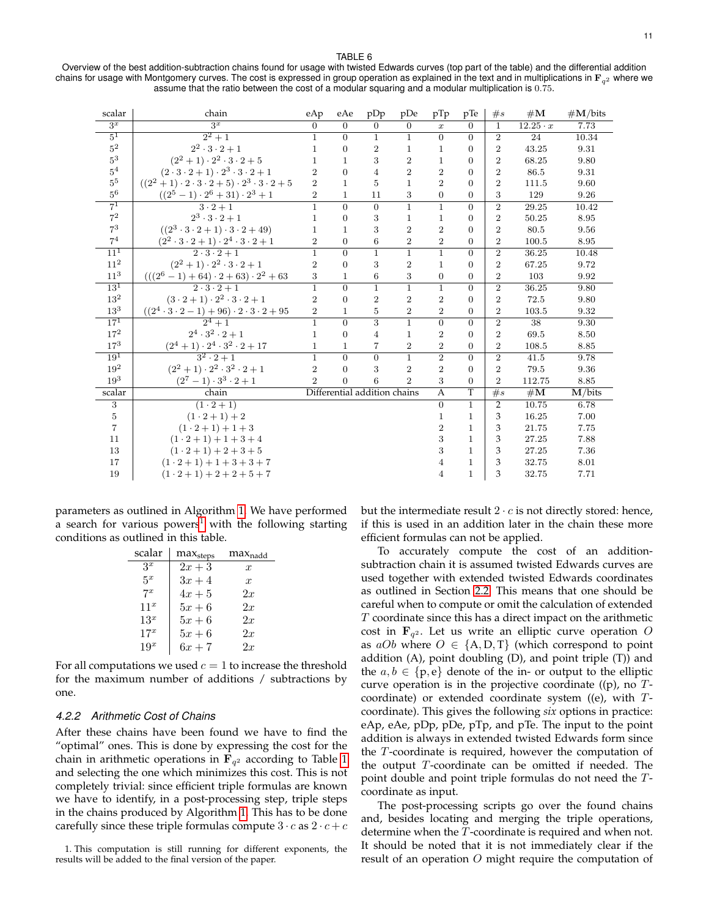TABLE 6

Overview of the best addition-subtraction chains found for usage with twisted Edwards curves (top part of the table) and the differential addition chains for usage with Montgomery curves. The cost is expressed in group operation as explained in the text and in multiplications in $\mathbf{F}_{q^2}$ where we assume that the ratio between the cost of a modular squaring and a modular multiplication is 0.75.

| scalar | chain | eAp | eAe | pDp | pDe | pTp | pTe | #s | #**M** | #**M**/bits |
|---|---|---|---|---|---|---|---|---|---|---|
| $3^x$ | $3^x$ | 0 | 0 | 0 | 0 | $x$ | 0 | 1 | $12.25 \cdot x$ | 7.73 |
| $5^1$ | $2^2+1$ | 1 | 0 | 1 | 1 | 0 | 0 | 2 | 24 | 10.34 |
| $5^2$ | $2^2 \cdot 3 \cdot 2 + 1$ | 1 | 0 | 2 | 1 | 1 | 0 | 2 | 43.25 | 9.31 |
| $5^3$ | $(2^2+1) \cdot 2^2 \cdot 3 \cdot 2 + 5$ | 1 | 1 | 3 | 2 | 1 | 0 | 2 | 68.25 | 9.80 |
| $5^4$ | $(2 \cdot 3 \cdot 2 + 1) \cdot 2^3 \cdot 3 \cdot 2 + 1$ | 2 | 0 | 4 | 2 | 2 | 0 | 2 | 86.5 | 9.31 |
| $5^5$ | $((2^2+1) \cdot 2 \cdot 3 \cdot 2 + 5) \cdot 2^3 \cdot 3 \cdot 2 + 5$ | 2 | 1 | 5 | 1 | 2 | 0 | 2 | 111.5 | 9.60 |
| $5^6$ | $((2^5-1) \cdot 2^6 + 31) \cdot 2^3 + 1$ | 2 | 1 | 11 | 3 | 0 | 0 | 3 | 129 | 9.26 |
| $7^1$ | $3 \cdot 2 + 1$ | 1 | 0 | 0 | 1 | 1 | 0 | 2 | 29.25 | 10.42 |
| $7^2$ | $2^3 \cdot 3 \cdot 2 + 1$ | 1 | 0 | 3 | 1 | 1 | 0 | 2 | 50.25 | 8.95 |
| $7^3$ | $((2^3 \cdot 3 \cdot 2 + 1) \cdot 3 \cdot 2 + 49)$ | 1 | 1 | 3 | 2 | 2 | 0 | 2 | 80.5 | 9.56 |
| $7^4$ | $(2^2 \cdot 3 \cdot 2 + 1) \cdot 2^4 \cdot 3 \cdot 2 + 1$ | 2 | 0 | 6 | 2 | 2 | 0 | 2 | 100.5 | 8.95 |
| $11^1$ | $2 \cdot 3 \cdot 2 + 1$ | 1 | 0 | 1 | 1 | 1 | 0 | 2 | 36.25 | 10.48 |
| $11^2$ | $(2^2+1) \cdot 2^2 \cdot 3 \cdot 2 + 1$ | 2 | 0 | 3 | 2 | 1 | 0 | 2 | 67.25 | 9.72 |
| $11^3$ | $(((2^6-1)+64) \cdot 2 + 63) \cdot 2^2 + 63$ | 3 | 1 | 6 | 3 | 0 | 0 | 2 | 103 | 9.92 |
| $13^1$ | $2 \cdot 3 \cdot 2 + 1$ | 1 | 0 | 1 | 1 | 1 | 0 | 2 | 36.25 | 9.80 |
| $13^2$ | $(3 \cdot 2 + 1) \cdot 2^2 \cdot 3 \cdot 2 + 1$ | 2 | 0 | 2 | 2 | 2 | 0 | 2 | 72.5 | 9.80 |
| $13^3$ | $((2^4 \cdot 3 \cdot 2 - 1) + 96) \cdot 2 \cdot 3 \cdot 2 + 95$ | 2 | 1 | 5 | 2 | 2 | 0 | 2 | 103.5 | 9.32 |
| $17^1$ | $2^4+1$ | 1 | 0 | 3 | 1 | 0 | 0 | 2 | 38 | 9.30 |
| $17^2$ | $2^4 \cdot 3^2 \cdot 2 + 1$ | 1 | 0 | 4 | 1 | 2 | 0 | 2 | 69.5 | 8.50 |
| $17^3$ | $(2^4+1) \cdot 2^4 \cdot 3^2 \cdot 2 + 17$ | 1 | 1 | 7 | 2 | 2 | 0 | 2 | 108.5 | 8.85 |
| $19^1$ | $3^2 \cdot 2 + 1$ | 1 | 0 | 0 | 1 | 2 | 0 | 2 | 41.5 | 9.78 |
| $19^2$ | $(2^2+1) \cdot 2^2 \cdot 3^2 \cdot 2 + 1$ | 2 | 0 | 3 | 2 | 2 | 0 | 2 | 79.5 | 9.36 |
| $19^3$ | $(2^7-1) \cdot 3^3 \cdot 2 + 1$ | 2 | 0 | 6 | 2 | 3 | 0 | 2 | 112.75 | 8.85 |
| scalar | chain | Differential addition chains | | | | A | T | #s | #**M** | **M**/bits |
| 3 | $(1 \cdot 2 + 1)$ | | | | | 0 | 1 | 2 | 10.75 | 6.78 |
| 5 | $(1 \cdot 2 + 1) + 2$ | | | | | 1 | 1 | 3 | 16.25 | 7.00 |
| 7 | $(1 \cdot 2 + 1) + 1 + 3$ | | | | | 2 | 1 | 3 | 21.75 | 7.75 |
| 11 | $(1 \cdot 2 + 1) + 1 + 3 + 4$ | | | | | 3 | 1 | 3 | 27.25 | 7.88 |
| 13 | $(1 \cdot 2 + 1) + 2 + 3 + 5$ | | | | | 3 | 1 | 3 | 27.25 | 7.36 |
| 17 | $(1 \cdot 2 + 1) + 1 + 3 + 3 + 7$ | | | | | 4 | 1 | 3 | 32.75 | 8.01 |
| 19 | $(1 \cdot 2 + 1) + 2 + 2 + 5 + 7$ | | | | | 4 | 1 | 3 | 32.75 | 7.71 |

parameters as outlined in Algorithm 1. We have performed a search for various powers[1] with the following starting conditions as outlined in this table.

| scalar | $\max_{\text{steps}}$ | $\max_{\text{nadd}}$ |
|---|---|---|
| $3^x$ | $2x+3$ | $x$ |
| $5^x$ | $3x+4$ | $x$ |
| $7^x$ | $4x+5$ | $2x$ |
| $11^x$ | $5x+6$ | $2x$ |
| $13^x$ | $5x+6$ | $2x$ |
| $17^x$ | $5x+6$ | $2x$ |
| $19^x$ | $6x+7$ | $2x$ |

For all computations we used $c = 1$ to increase the threshold for the maximum number of additions / subtractions by one.

#### 4.2.2 Arithmetic Cost of Chains

After these chains have been found we have to find the "optimal" ones. This is done by expressing the cost for the chain in arithmetic operations in $\mathbf{F}_{q^2}$ according to Table 1 and selecting the one which minimizes this cost. This is not completely trivial: since efficient triple formulas are known we have to identify, in a post-processing step, triple steps in the chains produced by Algorithm 1. This has to be done carefully since these triple formulas compute $3 \cdot c$ as $2 \cdot c + c$ but the intermediate result $2 \cdot c$ is not directly stored: hence, if this is used in an addition later in the chain these more efficient formulas can not be applied.

To accurately compute the cost of an addition-subtraction chain it is assumed twisted Edwards curves are used together with extended twisted Edwards coordinates as outlined in Section 2.2. This means that one should be careful when to compute or omit the calculation of extended $T$ coordinate since this has a direct impact on the arithmetic cost in $\mathbf{F}_{q^2}$. Let us write an elliptic curve operation $O$ as $aOb$ where $O \in \{\mathrm{A}, \mathrm{D}, \mathrm{T}\}$ (which correspond to point addition (A), point doubling (D), and point triple (T)) and the $a, b \in \{\mathrm{p}, \mathrm{e}\}$ denote of the in- or output to the elliptic curve operation is in the projective coordinate ((p), no $T$-coordinate) or extended coordinate system ((e), with $T$-coordinate). This gives the following *six* options in practice: eAp, eAe, pDp, pDe, pTp, and pTe. The input to the point addition is always in extended twisted Edwards form since the $T$-coordinate is required, however the computation of the output $T$-coordinate can be omitted if needed. The point double and point triple formulas do not need the $T$-coordinate as input.

The post-processing scripts go over the found chains and, besides locating and merging the triple operations, determine when the $T$-coordinate is required and when not. It should be noted that it is not immediately clear if the result of an operation $O$ might require the computation of

1. This computation is still running for different exponents, the results will be added to the final version of the paper.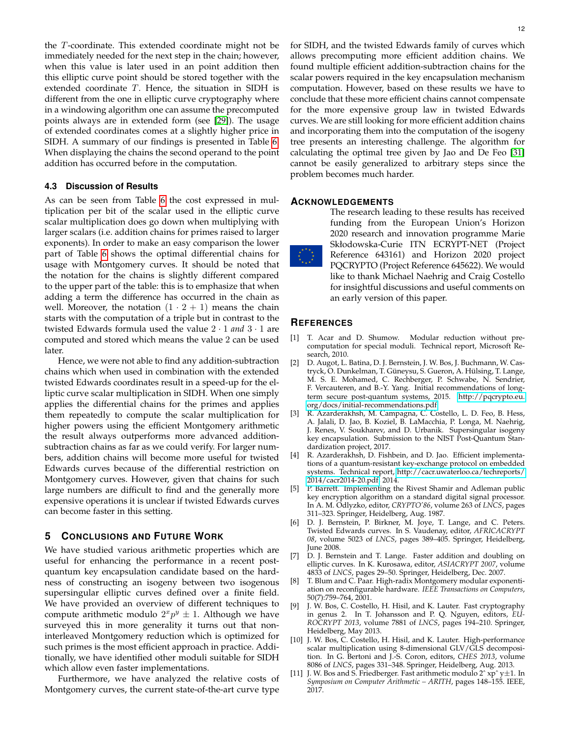the $T$-coordinate. This extended coordinate might not be immediately needed for the next step in the chain; however, when this value is later used in an point addition then this elliptic curve point should be stored together with the extended coordinate $T$. Hence, the situation in SIDH is different from the one in elliptic curve cryptography where in a windowing algorithm one can assume the precomputed points always are in extended form (see [29]). The usage of extended coordinates comes at a slightly higher price in SIDH. A summary of our findings is presented in Table 6. When displaying the chains the second operand to the point addition has occurred before in the computation.

### 4.3 Discussion of Results

As can be seen from Table 6 the cost expressed in multiplication per bit of the scalar used in the elliptic curve scalar multiplication does go down when multiplying with larger scalars (i.e. addition chains for primes raised to larger exponents). In order to make an easy comparison the lower part of Table 6 shows the optimal differential chains for usage with Montgomery curves. It should be noted that the notation for the chains is slightly different compared to the upper part of the table: this is to emphasize that when adding a term the difference has occurred in the chain as well. Moreover, the notation $(1 \cdot 2 + 1)$ means the chain starts with the computation of a triple but in contrast to the twisted Edwards formula used the value $2 \cdot 1$ *and* $3 \cdot 1$ are computed and stored which means the value 2 can be used later.

Hence, we were not able to find any addition-subtraction chains which when used in combination with the extended twisted Edwards coordinates result in a speed-up for the elliptic curve scalar multiplication in SIDH. When one simply applies the differential chains for the primes and applies them repeatedly to compute the scalar multiplication for higher powers using the efficient Montgomery arithmetic the result always outperforms more advanced addition-subtraction chains as far as we could verify. For larger numbers, addition chains will become more useful for twisted Edwards curves because of the differential restriction on Montgomery curves. However, given that chains for such large numbers are difficult to find and the generally more expensive operations it is unclear if twisted Edwards curves can become faster in this setting.

## 5 Conclusions and Future Work

We have studied various arithmetic properties which are useful for enhancing the performance in a recent post-quantum key encapsulation candidate based on the hardness of constructing an isogeny between two isogenous supersingular elliptic curves defined over a finite field. We have provided an overview of different techniques to compute arithmetic modulo $2^x p^y \pm 1$. Although we have surveyed this in more generality it turns out that non-interleaved Montgomery reduction which is optimized for such primes is the most efficient approach in practice. Additionally, we have identified other moduli suitable for SIDH which allow even faster implementations.

Furthermore, we have analyzed the relative costs of Montgomery curves, the current state-of-the-art curve type for SIDH, and the twisted Edwards family of curves which allows precomputing more efficient addition chains. We found multiple efficient addition-subtraction chains for the scalar powers required in the key encapsulation mechanism computation. However, based on these results we have to conclude that these more efficient chains cannot compensate for the more expensive group law in twisted Edwards curves. We are still looking for more efficient addition chains and incorporating them into the computation of the isogeny tree presents an interesting challenge. The algorithm for calculating the optimal tree given by Jao and De Feo [31] cannot be easily generalized to arbitrary steps since the problem becomes much harder.

## Acknowledgements

The research leading to these results has received funding from the European Union's Horizon 2020 research and innovation programme Marie Skłodowska-Curie ITN ECRYPT-NET (Project Reference 643161) and Horizon 2020 project PQCRYPTO (Project Reference 645622). We would like to thank Michael Naehrig and Craig Costello for insightful discussions and useful comments on an early version of this paper.

## References

[1] T. Acar and D. Shumow. Modular reduction without pre-computation for special moduli. Technical report, Microsoft Research, 2010.

[2] D. Augot, L. Batina, D. J. Bernstein, J. W. Bos, J. Buchmann, W. Castryck, O. Dunkelman, T. Güneysu, S. Gueron, A. Hülsing, T. Lange, M. S. E. Mohamed, C. Rechberger, P. Schwabe, N. Sendrier, F. Vercauteren, and B.-Y. Yang. Initial recommendations of long-term secure post-quantum systems, 2015. http://pqcrypto.eu.org/docs/initial-recommendations.pdf.

[3] R. Azarderakhsh, M. Campagna, C. Costello, L. D. Feo, B. Hess, A. Jalali, D. Jao, B. Koziel, B. LaMacchia, P. Longa, M. Naehrig, J. Renes, V. Soukharev, and D. Urbanik. Supersingular isogeny key encapsulation. Submission to the NIST Post-Quantum Standardization project, 2017.

[4] R. Azarderakhsh, D. Fishbein, and D. Jao. Efficient implementations of a quantum-resistant key-exchange protocol on embedded systems. Technical report, http://cacr.uwaterloo.ca/techreports/2014/cacr2014-20.pdf, 2014.

[5] P. Barrett. Implementing the Rivest Shamir and Adleman public key encryption algorithm on a standard digital signal processor. In A. M. Odlyzko, editor, *CRYPTO'86*, volume 263 of *LNCS*, pages 311–323. Springer, Heidelberg, Aug. 1987.

[6] D. J. Bernstein, P. Birkner, M. Joye, T. Lange, and C. Peters. Twisted Edwards curves. In S. Vaudenay, editor, *AFRICACRYPT 08*, volume 5023 of *LNCS*, pages 389–405. Springer, Heidelberg, June 2008.

[7] D. J. Bernstein and T. Lange. Faster addition and doubling on elliptic curves. In K. Kurosawa, editor, *ASIACRYPT 2007*, volume 4833 of *LNCS*, pages 29–50. Springer, Heidelberg, Dec. 2007.

[8] T. Blum and C. Paar. High-radix Montgomery modular exponentiation on reconfigurable hardware. *IEEE Transactions on Computers*, 50(7):759–764, 2001.

[9] J. W. Bos, C. Costello, H. Hisil, and K. Lauter. Fast cryptography in genus 2. In T. Johansson and P. Q. Nguyen, editors, *EUROCRYPT 2013*, volume 7881 of *LNCS*, pages 194–210. Springer, Heidelberg, May 2013.

[10] J. W. Bos, C. Costello, H. Hisil, and K. Lauter. High-performance scalar multiplication using 8-dimensional GLV/GLS decomposition. In G. Bertoni and J.-S. Coron, editors, *CHES 2013*, volume 8086 of *LNCS*, pages 331–348. Springer, Heidelberg, Aug. 2013.

[11] J. W. Bos and S. Friedberger. Fast arithmetic modulo 2ˆ xpˆ y±1. In *Symposium on Computer Arithmetic – ARITH*, pages 148–155. IEEE, 2017.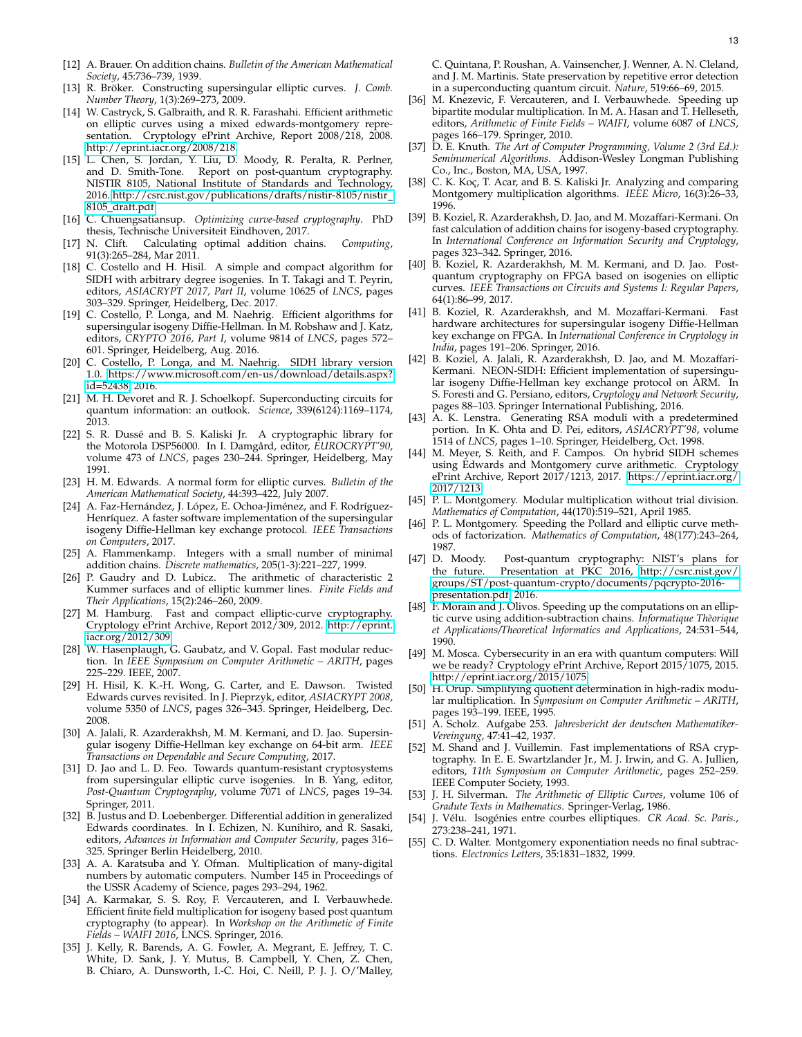[12] A. Brauer. On addition chains. *Bulletin of the American Mathematical Society*, 45:736–739, 1939.

[13] R. Bröker. Constructing supersingular elliptic curves. *J. Comb. Number Theory*, 1(3):269–273, 2009.

[14] W. Castryck, S. Galbraith, and R. R. Farashahi. Efficient arithmetic on elliptic curves using a mixed edwards-montgomery representation. Cryptology ePrint Archive, Report 2008/218, 2008. http://eprint.iacr.org/2008/218.

[15] L. Chen, S. Jordan, Y. Liu, D. Moody, R. Peralta, R. Perlner, and D. Smith-Tone. Report on post-quantum cryptography. NISTIR 8105, National Institute of Standards and Technology, 2016. http://csrc.nist.gov/publications/drafts/nistir-8105/nistir_8105_draft.pdf.

[16] C. Chuengsatiansup. *Optimizing curve-based cryptography*. PhD thesis, Technische Universiteit Eindhoven, 2017.

[17] N. Clift. Calculating optimal addition chains. *Computing*, 91(3):265–284, Mar 2011.

[18] C. Costello and H. Hisil. A simple and compact algorithm for SIDH with arbitrary degree isogenies. In T. Takagi and T. Peyrin, editors, *ASIACRYPT 2017, Part II*, volume 10625 of *LNCS*, pages 303–329. Springer, Heidelberg, Dec. 2017.

[19] C. Costello, P. Longa, and M. Naehrig. Efficient algorithms for supersingular isogeny Diffie-Hellman. In M. Robshaw and J. Katz, editors, *CRYPTO 2016, Part I*, volume 9814 of *LNCS*, pages 572–601. Springer, Heidelberg, Aug. 2016.

[20] C. Costello, P. Longa, and M. Naehrig. SIDH library version 1.0. https://www.microsoft.com/en-us/download/details.aspx?id=52438, 2016.

[21] M. H. Devoret and R. J. Schoelkopf. Superconducting circuits for quantum information: an outlook. *Science*, 339(6124):1169–1174, 2013.

[22] S. R. Dussé and B. S. Kaliski Jr. A cryptographic library for the Motorola DSP56000. In I. Damgård, editor, *EUROCRYPT'90*, volume 473 of *LNCS*, pages 230–244. Springer, Heidelberg, May 1991.

[23] H. M. Edwards. A normal form for elliptic curves. *Bulletin of the American Mathematical Society*, 44:393–422, July 2007.

[24] A. Faz-Hernández, J. López, E. Ochoa-Jiménez, and F. Rodríguez-Henríquez. A faster software implementation of the supersingular isogeny Diffie-Hellman key exchange protocol. *IEEE Transactions on Computers*, 2017.

[25] A. Flammenkamp. Integers with a small number of minimal addition chains. *Discrete mathematics*, 205(1-3):221–227, 1999.

[26] P. Gaudry and D. Lubicz. The arithmetic of characteristic 2 Kummer surfaces and of elliptic kummer lines. *Finite Fields and Their Applications*, 15(2):246–260, 2009.

[27] M. Hamburg. Fast and compact elliptic-curve cryptography. Cryptology ePrint Archive, Report 2012/309, 2012. http://eprint.iacr.org/2012/309.

[28] W. Hasenplaugh, G. Gaubatz, and V. Gopal. Fast modular reduction. In *IEEE Symposium on Computer Arithmetic – ARITH*, pages 225–229. IEEE, 2007.

[29] H. Hisil, K. K.-H. Wong, G. Carter, and E. Dawson. Twisted Edwards curves revisited. In J. Pieprzyk, editor, *ASIACRYPT 2008*, volume 5350 of *LNCS*, pages 326–343. Springer, Heidelberg, Dec. 2008.

[30] A. Jalali, R. Azarderakhsh, M. M. Kermani, and D. Jao. Supersingular isogeny Diffie-Hellman key exchange on 64-bit arm. *IEEE Transactions on Dependable and Secure Computing*, 2017.

[31] D. Jao and L. D. Feo. Towards quantum-resistant cryptosystems from supersingular elliptic curve isogenies. In B. Yang, editor, *Post-Quantum Cryptography*, volume 7071 of *LNCS*, pages 19–34. Springer, 2011.

[32] B. Justus and D. Loebenberger. Differential addition in generalized Edwards coordinates. In I. Echizen, N. Kunihiro, and R. Sasaki, editors, *Advances in Information and Computer Security*, pages 316–325. Springer Berlin Heidelberg, 2010.

[33] A. A. Karatsuba and Y. Ofman. Multiplication of many-digital numbers by automatic computers. Number 145 in Proceedings of the USSR Academy of Science, pages 293–294, 1962.

[34] A. Karmakar, S. S. Roy, F. Vercauteren, and I. Verbauwhede. Efficient finite field multiplication for isogeny based post quantum cryptography (to appear). In *Workshop on the Arithmetic of Finite Fields – WAIFI 2016*, LNCS. Springer, 2016.

[35] J. Kelly, R. Barends, A. G. Fowler, A. Megrant, E. Jeffrey, T. C. White, D. Sank, J. Y. Mutus, B. Campbell, Y. Chen, Z. Chen, B. Chiaro, A. Dunsworth, I.-C. Hoi, C. Neill, P. J. J. O/'Malley, C. Quintana, P. Roushan, A. Vainsencher, J. Wenner, A. N. Cleland, and J. M. Martinis. State preservation by repetitive error detection in a superconducting quantum circuit. *Nature*, 519:66–69, 2015.

[36] M. Knezevic, F. Vercauteren, and I. Verbauwhede. Speeding up bipartite modular multiplication. In M. A. Hasan and T. Helleseth, editors, *Arithmetic of Finite Fields – WAIFI*, volume 6087 of *LNCS*, pages 166–179. Springer, 2010.

[37] D. E. Knuth. *The Art of Computer Programming, Volume 2 (3rd Ed.): Seminumerical Algorithms*. Addison-Wesley Longman Publishing Co., Inc., Boston, MA, USA, 1997.

[38] C. K. Koç, T. Acar, and B. S. Kaliski Jr. Analyzing and comparing Montgomery multiplication algorithms. *IEEE Micro*, 16(3):26–33, 1996.

[39] B. Koziel, R. Azarderakhsh, D. Jao, and M. Mozaffari-Kermani. On fast calculation of addition chains for isogeny-based cryptography. In *International Conference on Information Security and Cryptology*, pages 323–342. Springer, 2016.

[40] B. Koziel, R. Azarderakhsh, M. M. Kermani, and D. Jao. Post-quantum cryptography on FPGA based on isogenies on elliptic curves. *IEEE Transactions on Circuits and Systems I: Regular Papers*, 64(1):86–99, 2017.

[41] B. Koziel, R. Azarderakhsh, and M. Mozaffari-Kermani. Fast hardware architectures for supersingular isogeny Diffie-Hellman key exchange on FPGA. In *International Conference in Cryptology in India*, pages 191–206. Springer, 2016.

[42] B. Koziel, A. Jalali, R. Azarderakhsh, D. Jao, and M. Mozaffari-Kermani. NEON-SIDH: Efficient implementation of supersingular isogeny Diffie-Hellman key exchange protocol on ARM. In S. Foresti and G. Persiano, editors, *Cryptology and Network Security*, pages 88–103. Springer International Publishing, 2016.

[43] A. K. Lenstra. Generating RSA moduli with a predetermined portion. In K. Ohta and D. Pei, editors, *ASIACRYPT'98*, volume 1514 of *LNCS*, pages 1–10. Springer, Heidelberg, Oct. 1998.

[44] M. Meyer, S. Reith, and F. Campos. On hybrid SIDH schemes using Edwards and Montgomery curve arithmetic. Cryptology ePrint Archive, Report 2017/1213, 2017. https://eprint.iacr.org/2017/1213.

[45] P. L. Montgomery. Modular multiplication without trial division. *Mathematics of Computation*, 44(170):519–521, April 1985.

[46] P. L. Montgomery. Speeding the Pollard and elliptic curve methods of factorization. *Mathematics of Computation*, 48(177):243–264, 1987.

[47] D. Moody. Post-quantum cryptography: NIST's plans for the future. Presentation at PKC 2016, http://csrc.nist.gov/groups/ST/post-quantum-crypto/documents/pqcrypto-2016-presentation.pdf, 2016.

[48] F. Morain and J. Olivos. Speeding up the computations on an elliptic curve using addition-subtraction chains. *Informatique Thèorique et Applications/Theoretical Informatics and Applications*, 24:531–544, 1990.

[49] M. Mosca. Cybersecurity in an era with quantum computers: Will we be ready? Cryptology ePrint Archive, Report 2015/1075, 2015. http://eprint.iacr.org/2015/1075.

[50] H. Orup. Simplifying quotient determination in high-radix modular multiplication. In *Symposium on Computer Arithmetic – ARITH*, pages 193–199. IEEE, 1995.

[51] A. Scholz. Aufgabe 253. *Jahresbericht der deutschen Mathematiker-Vereingung*, 47:41–42, 1937.

[52] M. Shand and J. Vuillemin. Fast implementations of RSA cryptography. In E. E. Swartzlander Jr., M. J. Irwin, and G. A. Jullien, editors, *11th Symposium on Computer Arithmetic*, pages 252–259. IEEE Computer Society, 1993.

[53] J. H. Silverman. *The Arithmetic of Elliptic Curves*, volume 106 of *Gradute Texts in Mathematics*. Springer-Verlag, 1986.

[54] J. Vélu. Isogénies entre courbes elliptiques. *CR Acad. Sc. Paris.*, 273:238–241, 1971.

[55] C. D. Walter. Montgomery exponentiation needs no final subtractions. *Electronics Letters*, 35:1831–1832, 1999.